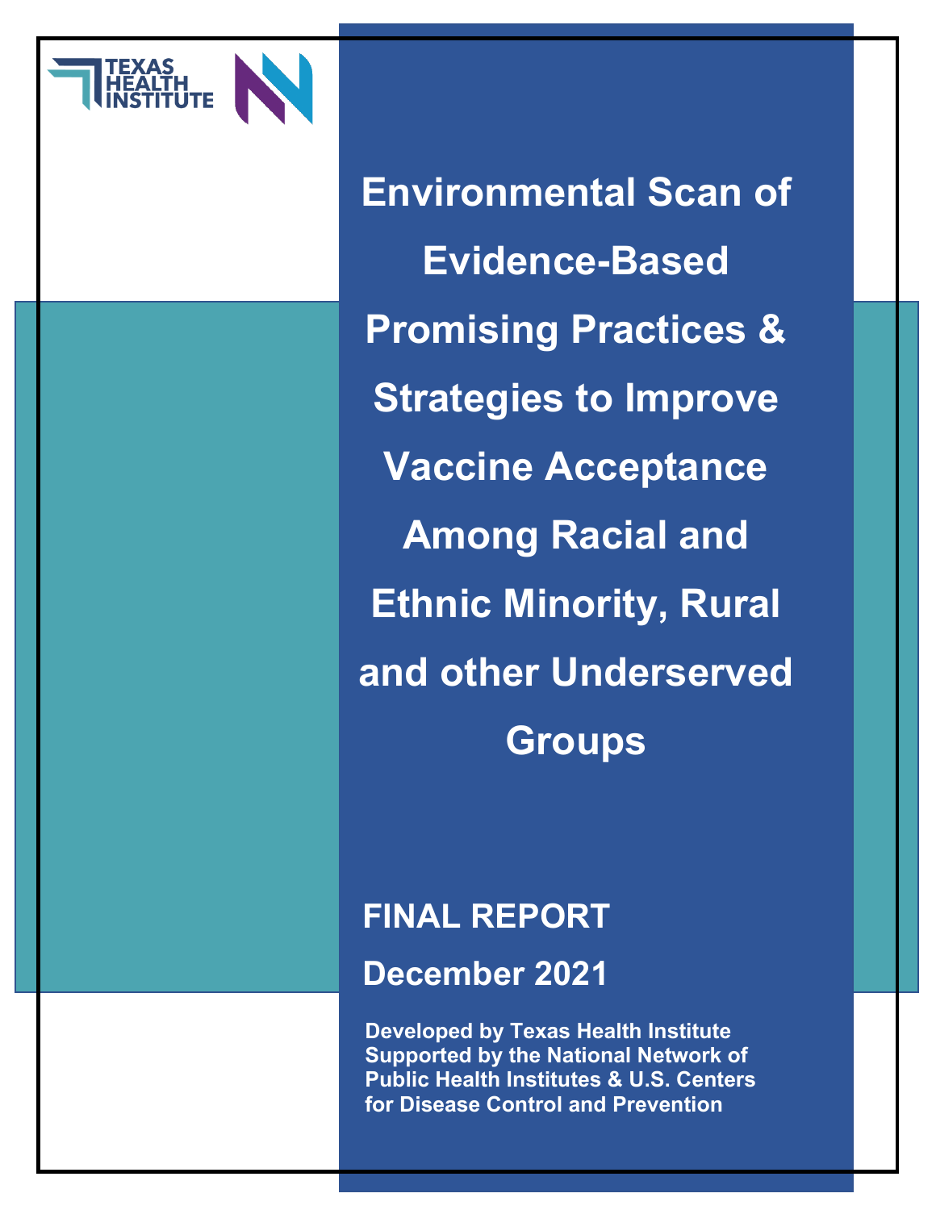TEXAS HEALTH INSTITUTE

# Environmental Scan of Evidence-Based Promising Practices & Strategies to Improve Vaccine Acceptance Among Racial and Ethnic Minority, Rural and other Underserved Groups

## FINAL REPORT

## December 2021

**Developed by Texas Health Institute Supported by the National Network of Public Health Institutes & U.S. Centers for Disease Control and Prevention**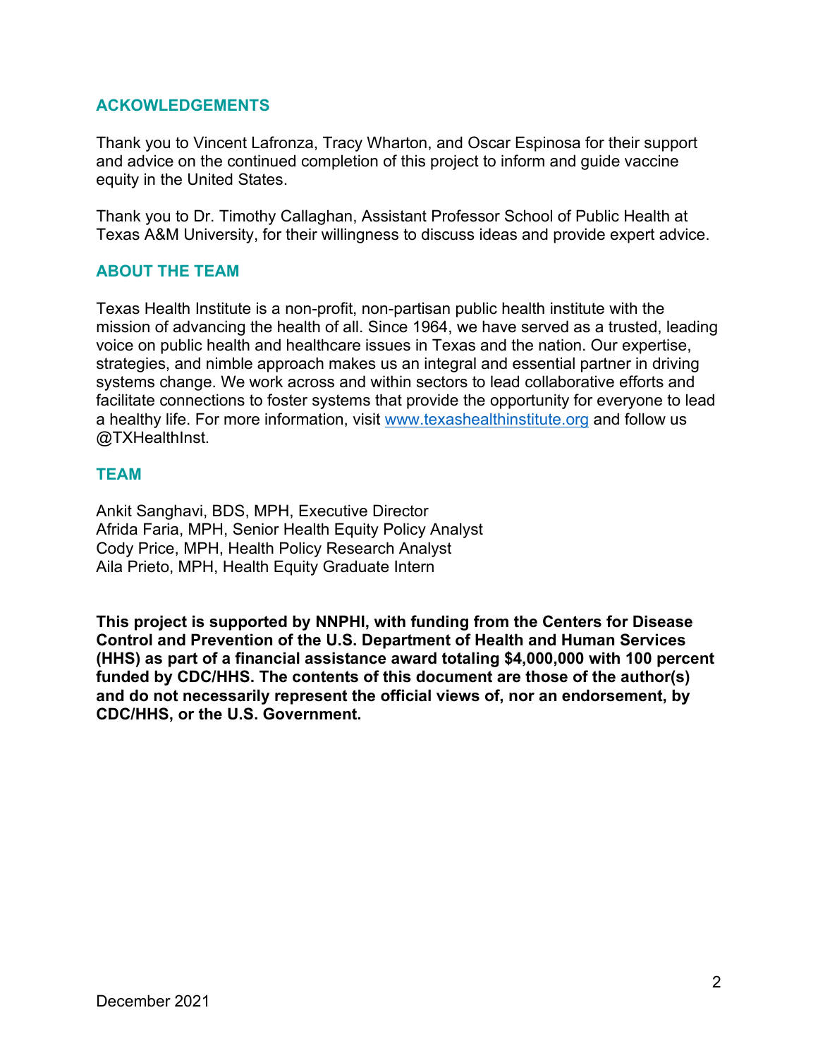## ACKOWLEDGEMENTS

Thank you to Vincent Lafronza, Tracy Wharton, and Oscar Espinosa for their support and advice on the continued completion of this project to inform and guide vaccine equity in the United States.

Thank you to Dr. Timothy Callaghan, Assistant Professor School of Public Health at Texas A&M University, for their willingness to discuss ideas and provide expert advice.

## ABOUT THE TEAM

Texas Health Institute is a non-profit, non-partisan public health institute with the mission of advancing the health of all. Since 1964, we have served as a trusted, leading voice on public health and healthcare issues in Texas and the nation. Our expertise, strategies, and nimble approach makes us an integral and essential partner in driving systems change. We work across and within sectors to lead collaborative efforts and facilitate connections to foster systems that provide the opportunity for everyone to lead a healthy life. For more information, visit www.texashealthinstitute.org and follow us @TXHealthInst.

## TEAM

Ankit Sanghavi, BDS, MPH, Executive Director
Afrida Faria, MPH, Senior Health Equity Policy Analyst
Cody Price, MPH, Health Policy Research Analyst
Aila Prieto, MPH, Health Equity Graduate Intern

**This project is supported by NNPHI, with funding from the Centers for Disease Control and Prevention of the U.S. Department of Health and Human Services (HHS) as part of a financial assistance award totaling $4,000,000 with 100 percent funded by CDC/HHS. The contents of this document are those of the author(s) and do not necessarily represent the official views of, nor an endorsement, by CDC/HHS, or the U.S. Government.**

December 2021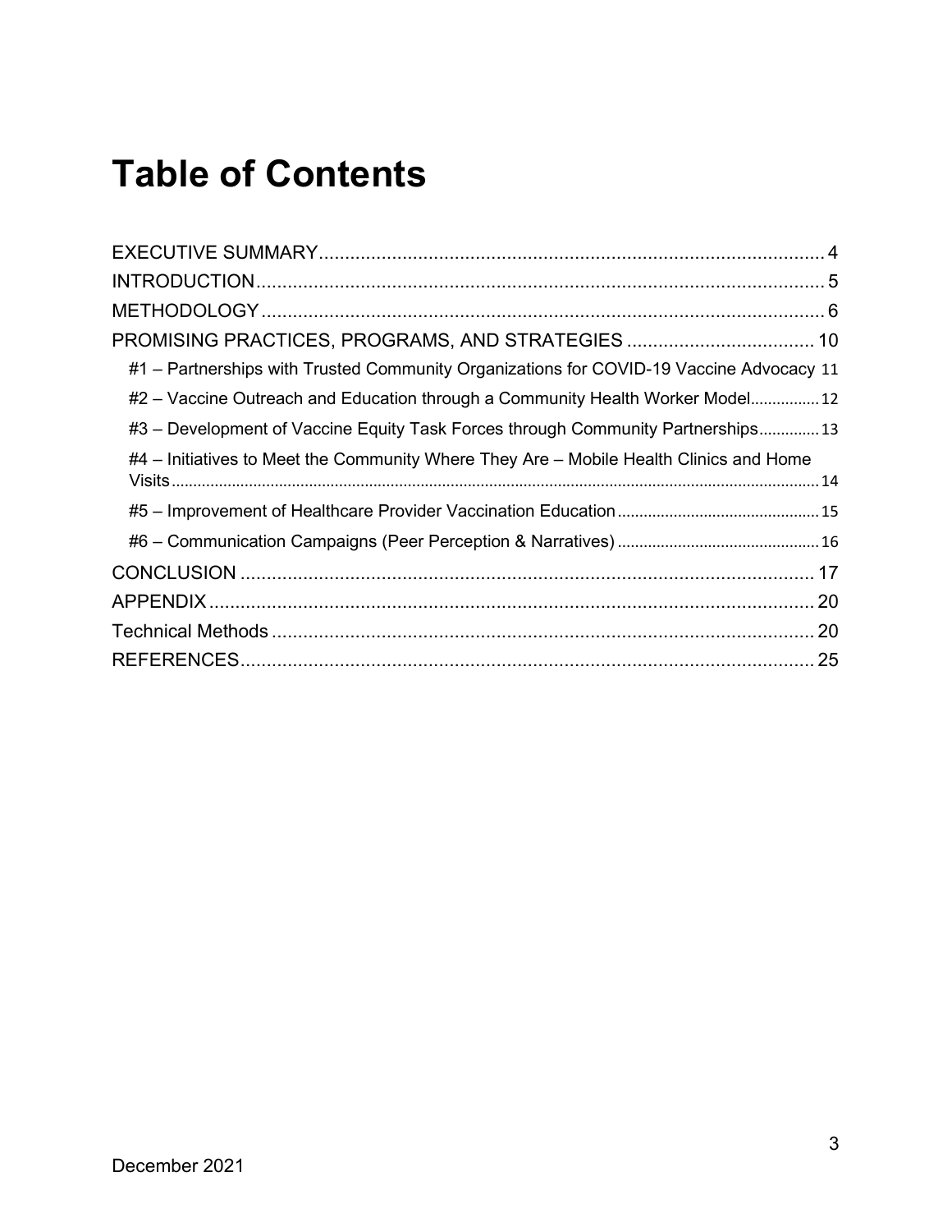# Table of Contents

EXECUTIVE SUMMARY ..... 4
INTRODUCTION ..... 5
METHODOLOGY ..... 6
PROMISING PRACTICES, PROGRAMS, AND STRATEGIES ..... 10
- #1 – Partnerships with Trusted Community Organizations for COVID-19 Vaccine Advocacy ..... 11
- #2 – Vaccine Outreach and Education through a Community Health Worker Model ..... 12
- #3 – Development of Vaccine Equity Task Forces through Community Partnerships ..... 13
- #4 – Initiatives to Meet the Community Where They Are – Mobile Health Clinics and Home Visits ..... 14
- #5 – Improvement of Healthcare Provider Vaccination Education ..... 15
- #6 – Communication Campaigns (Peer Perception & Narratives) ..... 16

CONCLUSION ..... 17
APPENDIX ..... 20
Technical Methods ..... 20
REFERENCES ..... 25

December 2021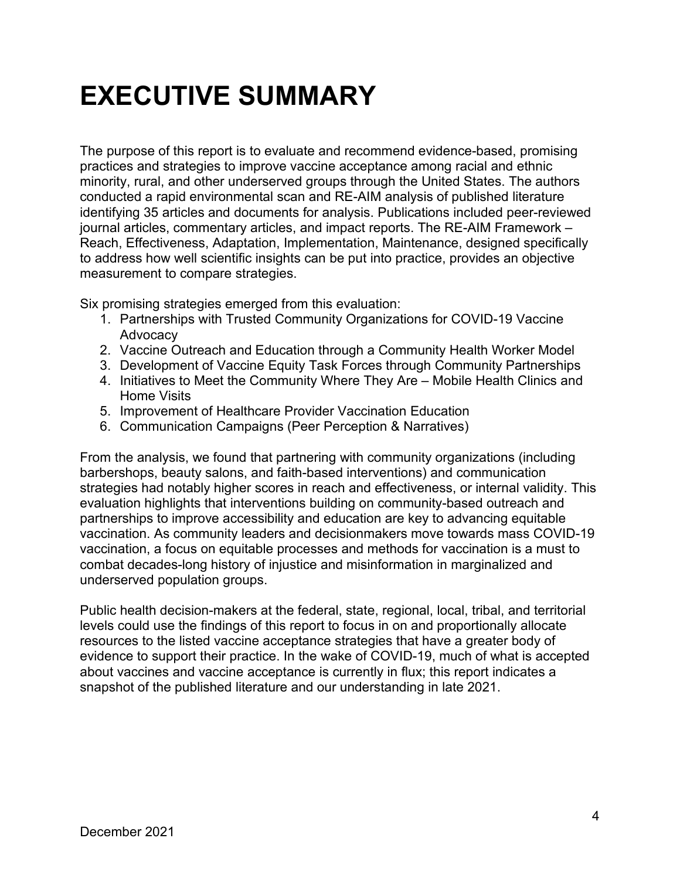# EXECUTIVE SUMMARY

The purpose of this report is to evaluate and recommend evidence-based, promising practices and strategies to improve vaccine acceptance among racial and ethnic minority, rural, and other underserved groups through the United States. The authors conducted a rapid environmental scan and RE-AIM analysis of published literature identifying 35 articles and documents for analysis. Publications included peer-reviewed journal articles, commentary articles, and impact reports. The RE-AIM Framework – Reach, Effectiveness, Adaptation, Implementation, Maintenance, designed specifically to address how well scientific insights can be put into practice, provides an objective measurement to compare strategies.

Six promising strategies emerged from this evaluation:

1. Partnerships with Trusted Community Organizations for COVID-19 Vaccine Advocacy
2. Vaccine Outreach and Education through a Community Health Worker Model
3. Development of Vaccine Equity Task Forces through Community Partnerships
4. Initiatives to Meet the Community Where They Are – Mobile Health Clinics and Home Visits
5. Improvement of Healthcare Provider Vaccination Education
6. Communication Campaigns (Peer Perception & Narratives)

From the analysis, we found that partnering with community organizations (including barbershops, beauty salons, and faith-based interventions) and communication strategies had notably higher scores in reach and effectiveness, or internal validity. This evaluation highlights that interventions building on community-based outreach and partnerships to improve accessibility and education are key to advancing equitable vaccination. As community leaders and decisionmakers move towards mass COVID-19 vaccination, a focus on equitable processes and methods for vaccination is a must to combat decades-long history of injustice and misinformation in marginalized and underserved population groups.

Public health decision-makers at the federal, state, regional, local, tribal, and territorial levels could use the findings of this report to focus in on and proportionally allocate resources to the listed vaccine acceptance strategies that have a greater body of evidence to support their practice. In the wake of COVID-19, much of what is accepted about vaccines and vaccine acceptance is currently in flux; this report indicates a snapshot of the published literature and our understanding in late 2021.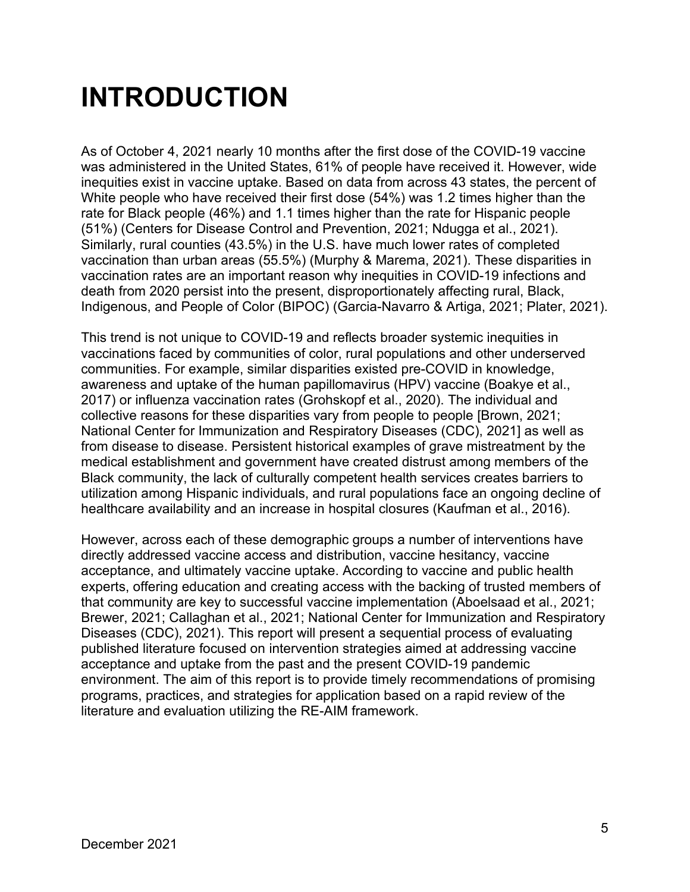# INTRODUCTION

As of October 4, 2021 nearly 10 months after the first dose of the COVID-19 vaccine was administered in the United States, 61% of people have received it. However, wide inequities exist in vaccine uptake. Based on data from across 43 states, the percent of White people who have received their first dose (54%) was 1.2 times higher than the rate for Black people (46%) and 1.1 times higher than the rate for Hispanic people (51%) (Centers for Disease Control and Prevention, 2021; Ndugga et al., 2021). Similarly, rural counties (43.5%) in the U.S. have much lower rates of completed vaccination than urban areas (55.5%) (Murphy & Marema, 2021). These disparities in vaccination rates are an important reason why inequities in COVID-19 infections and death from 2020 persist into the present, disproportionately affecting rural, Black, Indigenous, and People of Color (BIPOC) (Garcia-Navarro & Artiga, 2021; Plater, 2021).

This trend is not unique to COVID-19 and reflects broader systemic inequities in vaccinations faced by communities of color, rural populations and other underserved communities. For example, similar disparities existed pre-COVID in knowledge, awareness and uptake of the human papillomavirus (HPV) vaccine (Boakye et al., 2017) or influenza vaccination rates (Grohskopf et al., 2020). The individual and collective reasons for these disparities vary from people to people [Brown, 2021; National Center for Immunization and Respiratory Diseases (CDC), 2021] as well as from disease to disease. Persistent historical examples of grave mistreatment by the medical establishment and government have created distrust among members of the Black community, the lack of culturally competent health services creates barriers to utilization among Hispanic individuals, and rural populations face an ongoing decline of healthcare availability and an increase in hospital closures (Kaufman et al., 2016).

However, across each of these demographic groups a number of interventions have directly addressed vaccine access and distribution, vaccine hesitancy, vaccine acceptance, and ultimately vaccine uptake. According to vaccine and public health experts, offering education and creating access with the backing of trusted members of that community are key to successful vaccine implementation (Aboelsaad et al., 2021; Brewer, 2021; Callaghan et al., 2021; National Center for Immunization and Respiratory Diseases (CDC), 2021). This report will present a sequential process of evaluating published literature focused on intervention strategies aimed at addressing vaccine acceptance and uptake from the past and the present COVID-19 pandemic environment. The aim of this report is to provide timely recommendations of promising programs, practices, and strategies for application based on a rapid review of the literature and evaluation utilizing the RE-AIM framework.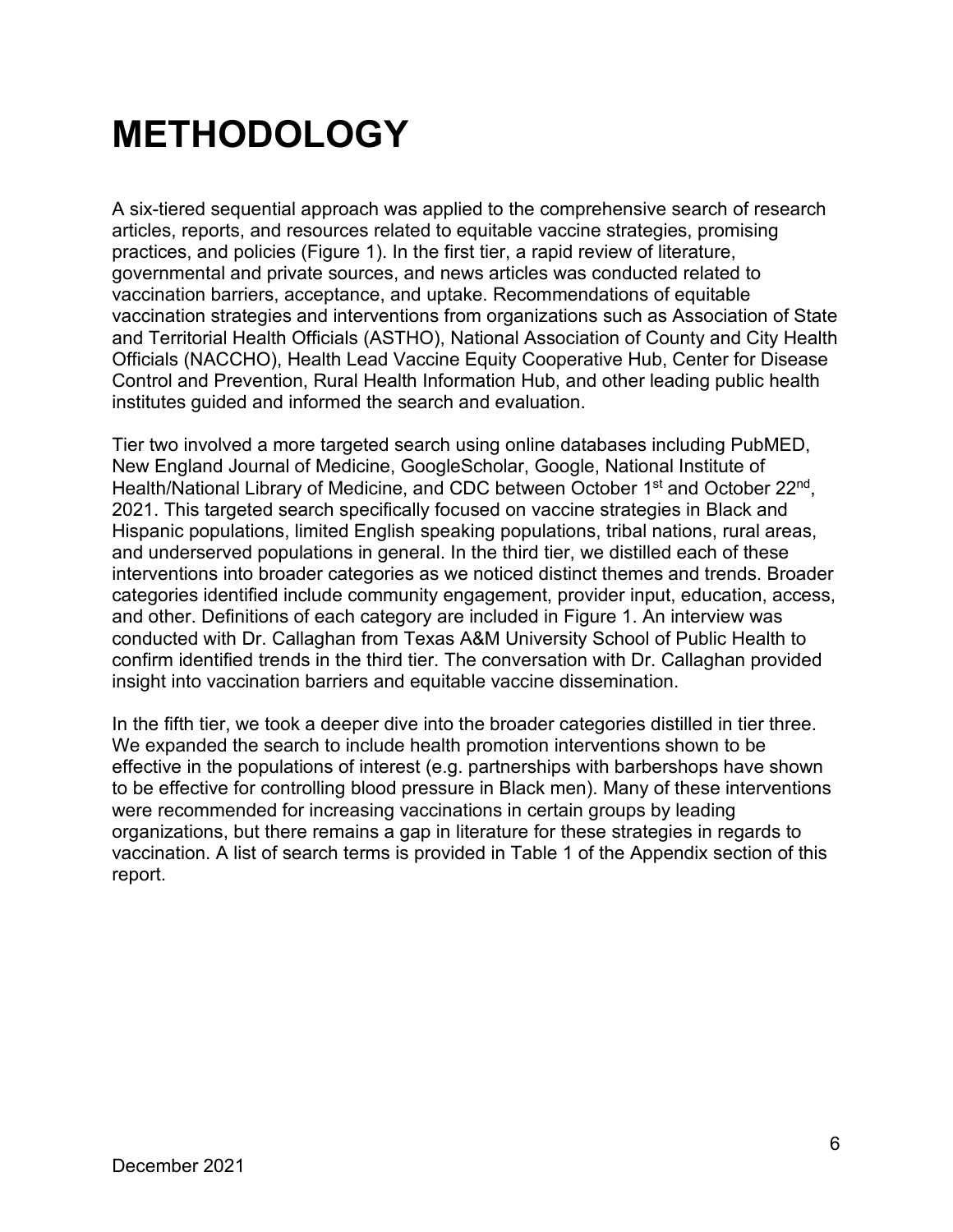# METHODOLOGY

A six-tiered sequential approach was applied to the comprehensive search of research articles, reports, and resources related to equitable vaccine strategies, promising practices, and policies (Figure 1). In the first tier, a rapid review of literature, governmental and private sources, and news articles was conducted related to vaccination barriers, acceptance, and uptake. Recommendations of equitable vaccination strategies and interventions from organizations such as Association of State and Territorial Health Officials (ASTHO), National Association of County and City Health Officials (NACCHO), Health Lead Vaccine Equity Cooperative Hub, Center for Disease Control and Prevention, Rural Health Information Hub, and other leading public health institutes guided and informed the search and evaluation.

Tier two involved a more targeted search using online databases including PubMED, New England Journal of Medicine, GoogleScholar, Google, National Institute of Health/National Library of Medicine, and CDC between October 1st and October 22nd, 2021. This targeted search specifically focused on vaccine strategies in Black and Hispanic populations, limited English speaking populations, tribal nations, rural areas, and underserved populations in general. In the third tier, we distilled each of these interventions into broader categories as we noticed distinct themes and trends. Broader categories identified include community engagement, provider input, education, access, and other. Definitions of each category are included in Figure 1. An interview was conducted with Dr. Callaghan from Texas A&M University School of Public Health to confirm identified trends in the third tier. The conversation with Dr. Callaghan provided insight into vaccination barriers and equitable vaccine dissemination.

In the fifth tier, we took a deeper dive into the broader categories distilled in tier three. We expanded the search to include health promotion interventions shown to be effective in the populations of interest (e.g. partnerships with barbershops have shown to be effective for controlling blood pressure in Black men). Many of these interventions were recommended for increasing vaccinations in certain groups by leading organizations, but there remains a gap in literature for these strategies in regards to vaccination. A list of search terms is provided in Table 1 of the Appendix section of this report.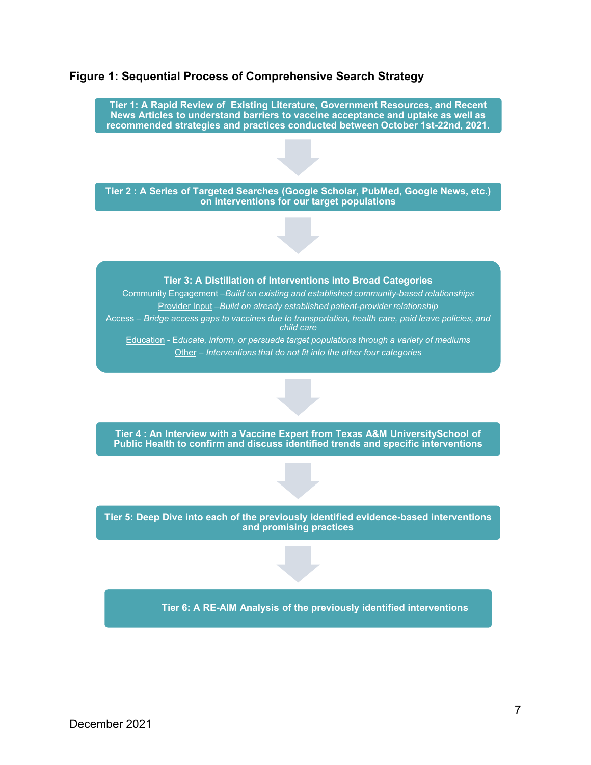**Figure 1: Sequential Process of Comprehensive Search Strategy**

**Tier 1: A Rapid Review of Existing Literature, Government Resources, and Recent News Articles to understand barriers to vaccine acceptance and uptake as well as recommended strategies and practices conducted between October 1st-22nd, 2021.**

↓

**Tier 2 : A Series of Targeted Searches (Google Scholar, PubMed, Google News, etc.) on interventions for our target populations**

↓

**Tier 3: A Distillation of Interventions into Broad Categories**

Community Engagement –*Build on existing and established community-based relationships*

Provider Input –*Build on already established patient-provider relationship*

Access – *Bridge access gaps to vaccines due to transportation, health care, paid leave policies, and child care*

Education - *Educate, inform, or persuade target populations through a variety of mediums*

Other – *Interventions that do not fit into the other four categories*

↓

**Tier 4 : An Interview with a Vaccine Expert from Texas A&M UniversitySchool of Public Health to confirm and discuss identified trends and specific interventions**

↓

**Tier 5: Deep Dive into each of the previously identified evidence-based interventions and promising practices**

↓

**Tier 6: A RE-AIM Analysis of the previously identified interventions**

December 2021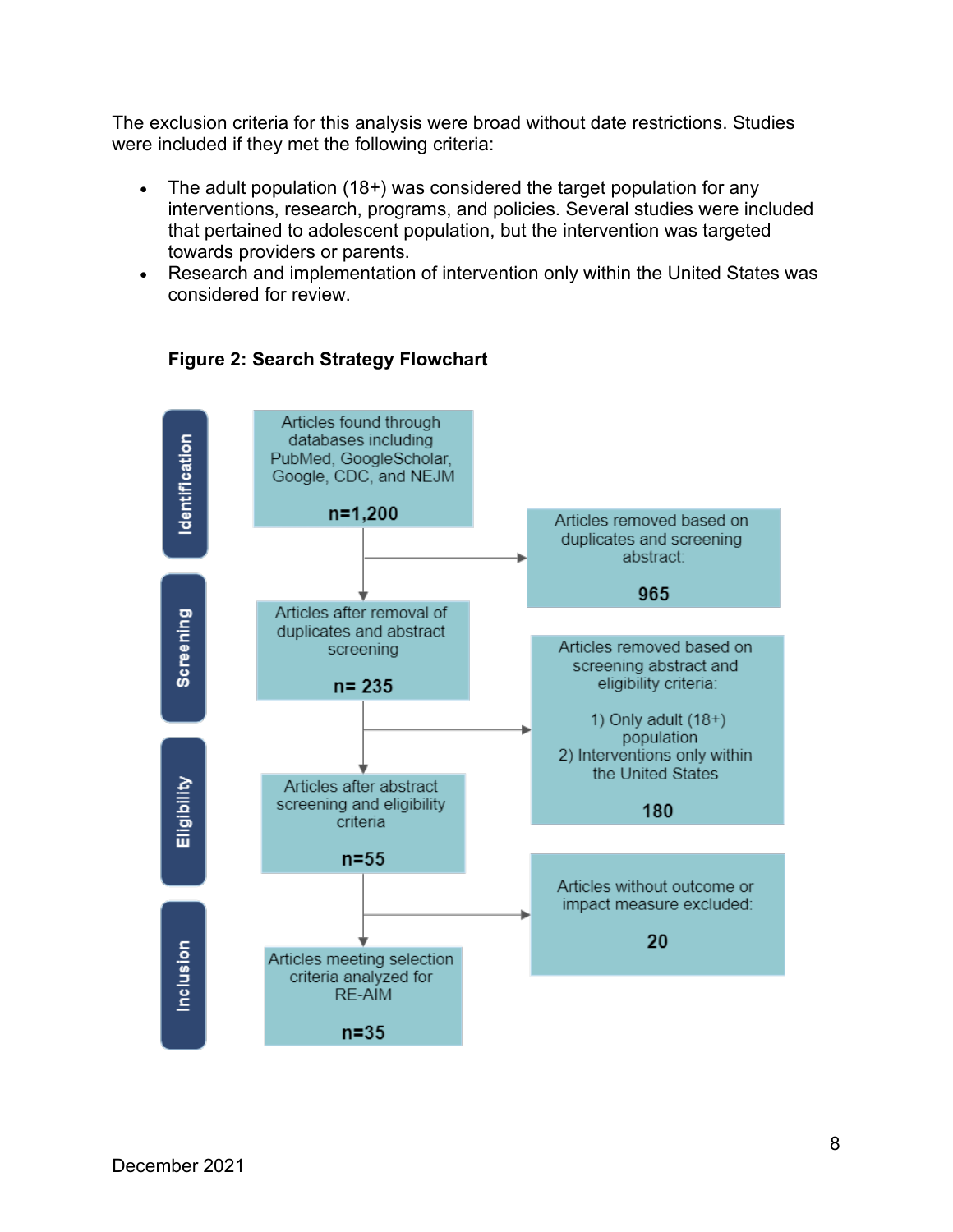The exclusion criteria for this analysis were broad without date restrictions. Studies were included if they met the following criteria:

- The adult population (18+) was considered the target population for any interventions, research, programs, and policies. Several studies were included that pertained to adolescent population, but the intervention was targeted towards providers or parents.
- Research and implementation of intervention only within the United States was considered for review.

**Figure 2: Search Strategy Flowchart**

**Identification**

Articles found through databases including PubMed, GoogleScholar, Google, CDC, and NEJM

**n=1,200**

→ Articles removed based on duplicates and screening abstract:

**965**

**Screening**

Articles after removal of duplicates and abstract screening

**n= 235**

→ Articles removed based on screening abstract and eligibility criteria:

1) Only adult (18+) population
2) Interventions only within the United States

**180**

**Eligibility**

Articles after abstract screening and eligibility criteria

**n=55**

→ Articles without outcome or impact measure excluded:

**20**

**Inclusion**

Articles meeting selection criteria analyzed for RE-AIM

**n=35**

December 2021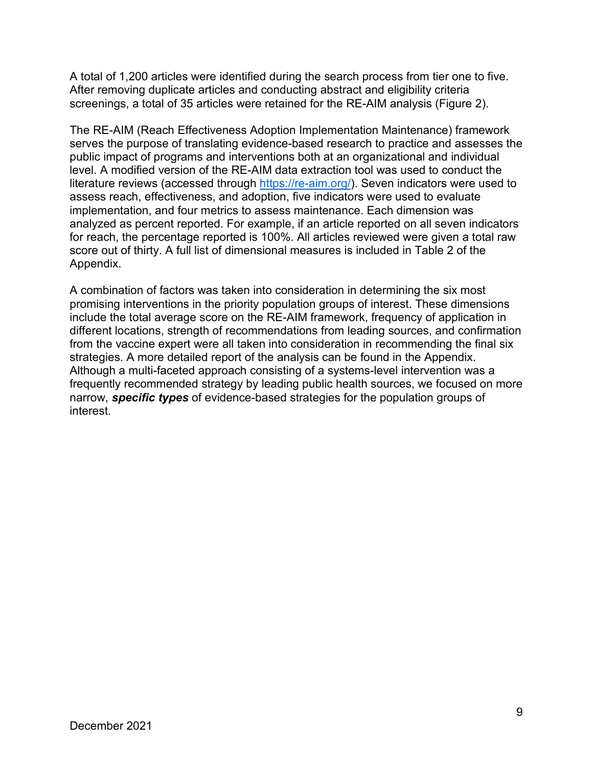A total of 1,200 articles were identified during the search process from tier one to five. After removing duplicate articles and conducting abstract and eligibility criteria screenings, a total of 35 articles were retained for the RE-AIM analysis (Figure 2).

The RE-AIM (Reach Effectiveness Adoption Implementation Maintenance) framework serves the purpose of translating evidence-based research to practice and assesses the public impact of programs and interventions both at an organizational and individual level. A modified version of the RE-AIM data extraction tool was used to conduct the literature reviews (accessed through [https://re-aim.org/](https://re-aim.org/)). Seven indicators were used to assess reach, effectiveness, and adoption, five indicators were used to evaluate implementation, and four metrics to assess maintenance. Each dimension was analyzed as percent reported. For example, if an article reported on all seven indicators for reach, the percentage reported is 100%. All articles reviewed were given a total raw score out of thirty. A full list of dimensional measures is included in Table 2 of the Appendix.

A combination of factors was taken into consideration in determining the six most promising interventions in the priority population groups of interest. These dimensions include the total average score on the RE-AIM framework, frequency of application in different locations, strength of recommendations from leading sources, and confirmation from the vaccine expert were all taken into consideration in recommending the final six strategies. A more detailed report of the analysis can be found in the Appendix. Although a multi-faceted approach consisting of a systems-level intervention was a frequently recommended strategy by leading public health sources, we focused on more narrow, ***specific types*** of evidence-based strategies for the population groups of interest.

December 2021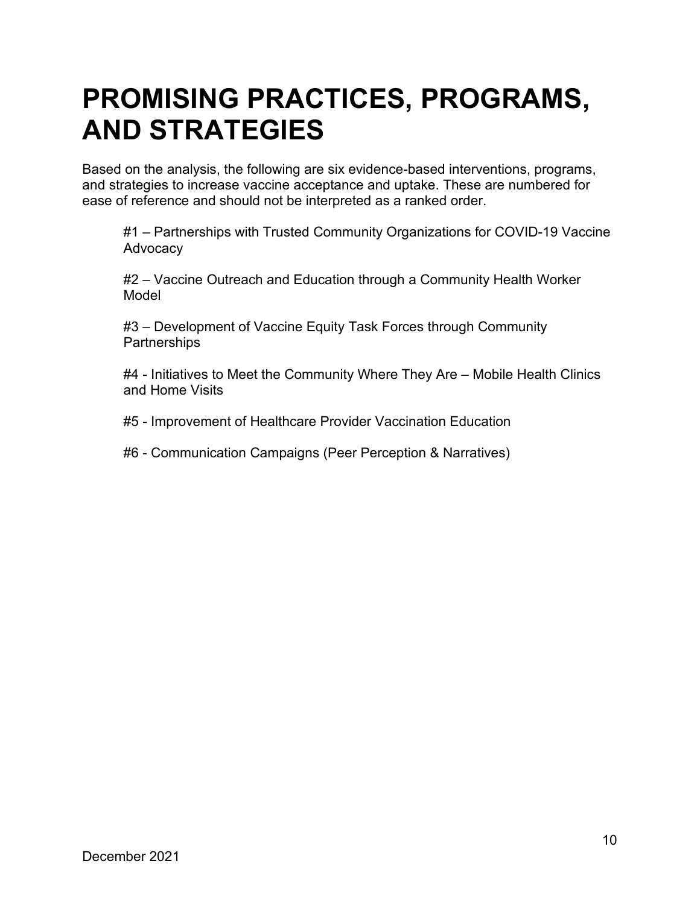# PROMISING PRACTICES, PROGRAMS, AND STRATEGIES

Based on the analysis, the following are six evidence-based interventions, programs, and strategies to increase vaccine acceptance and uptake. These are numbered for ease of reference and should not be interpreted as a ranked order.

#1 – Partnerships with Trusted Community Organizations for COVID-19 Vaccine Advocacy

#2 – Vaccine Outreach and Education through a Community Health Worker Model

#3 – Development of Vaccine Equity Task Forces through Community Partnerships

#4 - Initiatives to Meet the Community Where They Are – Mobile Health Clinics and Home Visits

#5 - Improvement of Healthcare Provider Vaccination Education

#6 - Communication Campaigns (Peer Perception & Narratives)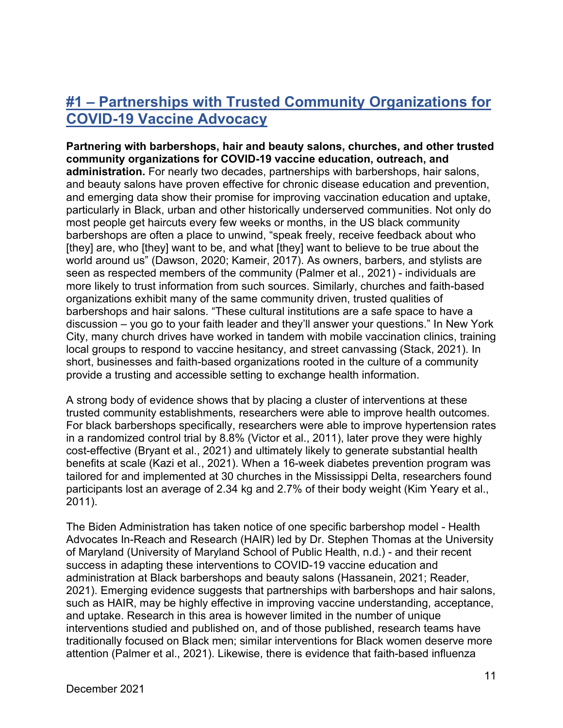## #1 – Partnerships with Trusted Community Organizations for COVID-19 Vaccine Advocacy

**Partnering with barbershops, hair and beauty salons, churches, and other trusted community organizations for COVID-19 vaccine education, outreach, and administration.** For nearly two decades, partnerships with barbershops, hair salons, and beauty salons have proven effective for chronic disease education and prevention, and emerging data show their promise for improving vaccination education and uptake, particularly in Black, urban and other historically underserved communities. Not only do most people get haircuts every few weeks or months, in the US black community barbershops are often a place to unwind, "speak freely, receive feedback about who [they] are, who [they] want to be, and what [they] want to believe to be true about the world around us" (Dawson, 2020; Kameir, 2017). As owners, barbers, and stylists are seen as respected members of the community (Palmer et al., 2021) - individuals are more likely to trust information from such sources. Similarly, churches and faith-based organizations exhibit many of the same community driven, trusted qualities of barbershops and hair salons. "These cultural institutions are a safe space to have a discussion – you go to your faith leader and they'll answer your questions." In New York City, many church drives have worked in tandem with mobile vaccination clinics, training local groups to respond to vaccine hesitancy, and street canvassing (Stack, 2021). In short, businesses and faith-based organizations rooted in the culture of a community provide a trusting and accessible setting to exchange health information.

A strong body of evidence shows that by placing a cluster of interventions at these trusted community establishments, researchers were able to improve health outcomes. For black barbershops specifically, researchers were able to improve hypertension rates in a randomized control trial by 8.8% (Victor et al., 2011), later prove they were highly cost-effective (Bryant et al., 2021) and ultimately likely to generate substantial health benefits at scale (Kazi et al., 2021). When a 16-week diabetes prevention program was tailored for and implemented at 30 churches in the Mississippi Delta, researchers found participants lost an average of 2.34 kg and 2.7% of their body weight (Kim Yeary et al., 2011).

The Biden Administration has taken notice of one specific barbershop model - Health Advocates In-Reach and Research (HAIR) led by Dr. Stephen Thomas at the University of Maryland (University of Maryland School of Public Health, n.d.) - and their recent success in adapting these interventions to COVID-19 vaccine education and administration at Black barbershops and beauty salons (Hassanein, 2021; Reader, 2021). Emerging evidence suggests that partnerships with barbershops and hair salons, such as HAIR, may be highly effective in improving vaccine understanding, acceptance, and uptake. Research in this area is however limited in the number of unique interventions studied and published on, and of those published, research teams have traditionally focused on Black men; similar interventions for Black women deserve more attention (Palmer et al., 2021). Likewise, there is evidence that faith-based influenza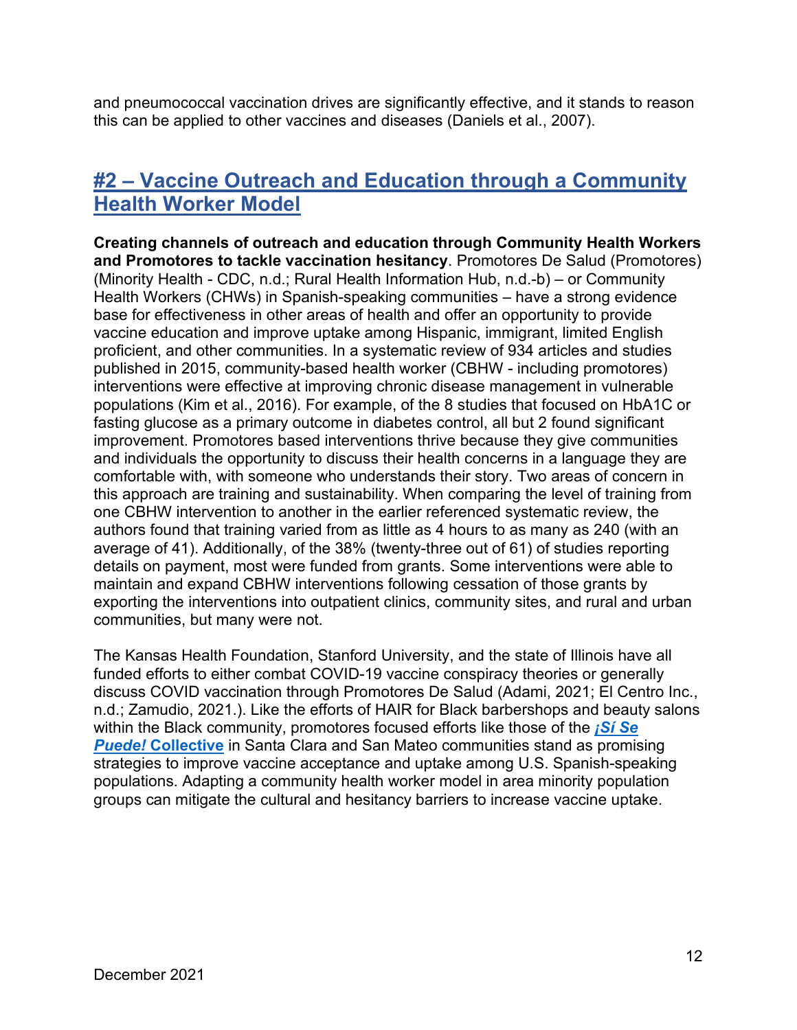and pneumococcal vaccination drives are significantly effective, and it stands to reason this can be applied to other vaccines and diseases (Daniels et al., 2007).

## #2 – Vaccine Outreach and Education through a Community Health Worker Model

**Creating channels of outreach and education through Community Health Workers and Promotores to tackle vaccination hesitancy**. Promotores De Salud (Promotores) (Minority Health - CDC, n.d.; Rural Health Information Hub, n.d.-b) – or Community Health Workers (CHWs) in Spanish-speaking communities – have a strong evidence base for effectiveness in other areas of health and offer an opportunity to provide vaccine education and improve uptake among Hispanic, immigrant, limited English proficient, and other communities. In a systematic review of 934 articles and studies published in 2015, community-based health worker (CBHW - including promotores) interventions were effective at improving chronic disease management in vulnerable populations (Kim et al., 2016). For example, of the 8 studies that focused on HbA1C or fasting glucose as a primary outcome in diabetes control, all but 2 found significant improvement. Promotores based interventions thrive because they give communities and individuals the opportunity to discuss their health concerns in a language they are comfortable with, with someone who understands their story. Two areas of concern in this approach are training and sustainability. When comparing the level of training from one CBHW intervention to another in the earlier referenced systematic review, the authors found that training varied from as little as 4 hours to as many as 240 (with an average of 41). Additionally, of the 38% (twenty-three out of 61) of studies reporting details on payment, most were funded from grants. Some interventions were able to maintain and expand CBHW interventions following cessation of those grants by exporting the interventions into outpatient clinics, community sites, and rural and urban communities, but many were not.

The Kansas Health Foundation, Stanford University, and the state of Illinois have all funded efforts to either combat COVID-19 vaccine conspiracy theories or generally discuss COVID vaccination through Promotores De Salud (Adami, 2021; El Centro Inc., n.d.; Zamudio, 2021.). Like the efforts of HAIR for Black barbershops and beauty salons within the Black community, promotores focused efforts like those of the ***¡Sí Se Puede!* Collective** in Santa Clara and San Mateo communities stand as promising strategies to improve vaccine acceptance and uptake among U.S. Spanish-speaking populations. Adapting a community health worker model in area minority population groups can mitigate the cultural and hesitancy barriers to increase vaccine uptake.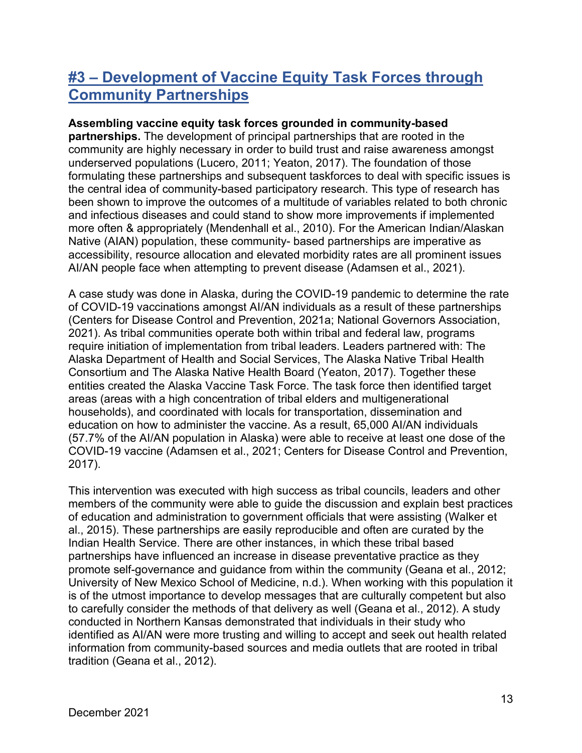## #3 – Development of Vaccine Equity Task Forces through Community Partnerships

**Assembling vaccine equity task forces grounded in community-based partnerships.** The development of principal partnerships that are rooted in the community are highly necessary in order to build trust and raise awareness amongst underserved populations (Lucero, 2011; Yeaton, 2017). The foundation of those formulating these partnerships and subsequent taskforces to deal with specific issues is the central idea of community-based participatory research. This type of research has been shown to improve the outcomes of a multitude of variables related to both chronic and infectious diseases and could stand to show more improvements if implemented more often & appropriately (Mendenhall et al., 2010). For the American Indian/Alaskan Native (AIAN) population, these community- based partnerships are imperative as accessibility, resource allocation and elevated morbidity rates are all prominent issues AI/AN people face when attempting to prevent disease (Adamsen et al., 2021).

A case study was done in Alaska, during the COVID-19 pandemic to determine the rate of COVID-19 vaccinations amongst AI/AN individuals as a result of these partnerships (Centers for Disease Control and Prevention, 2021a; National Governors Association, 2021). As tribal communities operate both within tribal and federal law, programs require initiation of implementation from tribal leaders. Leaders partnered with: The Alaska Department of Health and Social Services, The Alaska Native Tribal Health Consortium and The Alaska Native Health Board (Yeaton, 2017). Together these entities created the Alaska Vaccine Task Force. The task force then identified target areas (areas with a high concentration of tribal elders and multigenerational households), and coordinated with locals for transportation, dissemination and education on how to administer the vaccine. As a result, 65,000 AI/AN individuals (57.7% of the AI/AN population in Alaska) were able to receive at least one dose of the COVID-19 vaccine (Adamsen et al., 2021; Centers for Disease Control and Prevention, 2017).

This intervention was executed with high success as tribal councils, leaders and other members of the community were able to guide the discussion and explain best practices of education and administration to government officials that were assisting (Walker et al., 2015). These partnerships are easily reproducible and often are curated by the Indian Health Service. There are other instances, in which these tribal based partnerships have influenced an increase in disease preventative practice as they promote self-governance and guidance from within the community (Geana et al., 2012; University of New Mexico School of Medicine, n.d.). When working with this population it is of the utmost importance to develop messages that are culturally competent but also to carefully consider the methods of that delivery as well (Geana et al., 2012). A study conducted in Northern Kansas demonstrated that individuals in their study who identified as AI/AN were more trusting and willing to accept and seek out health related information from community-based sources and media outlets that are rooted in tribal tradition (Geana et al., 2012).

December 2021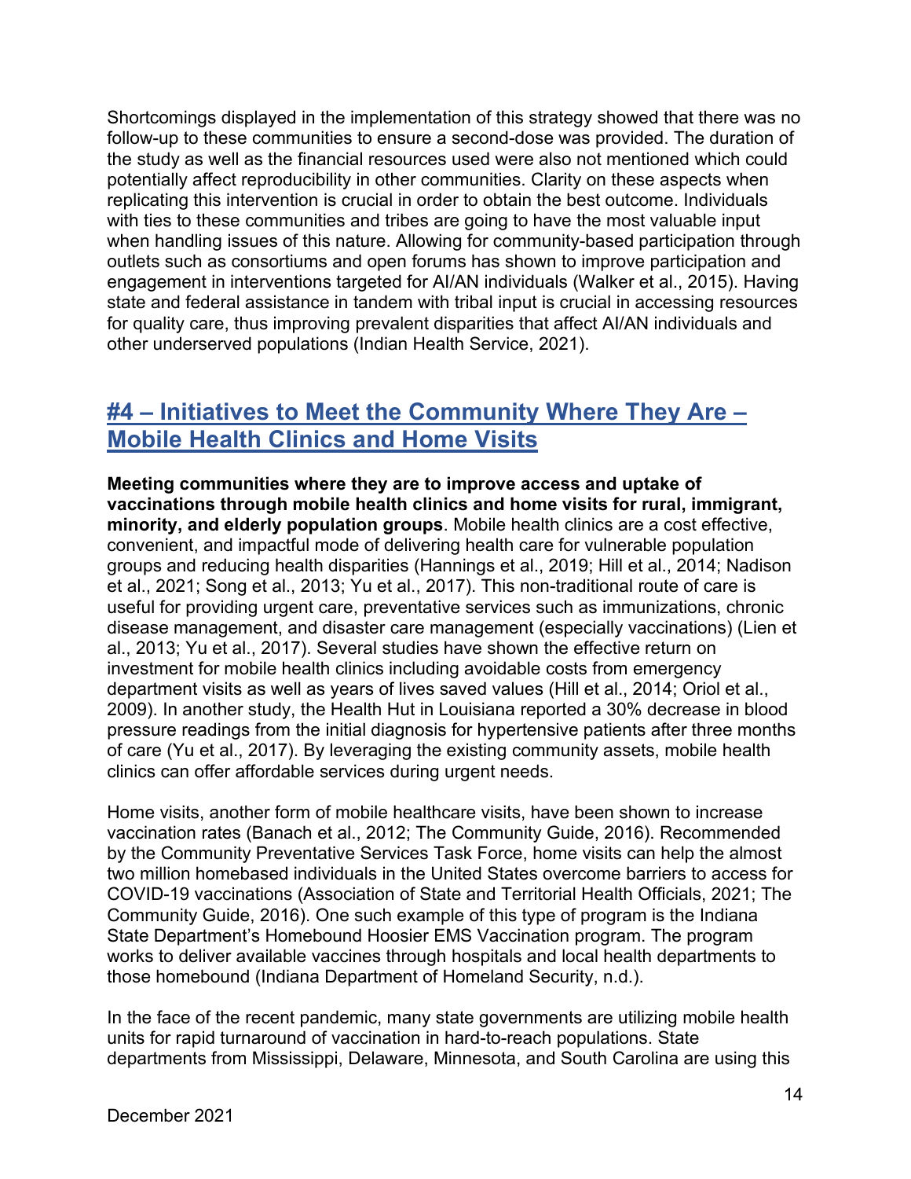Shortcomings displayed in the implementation of this strategy showed that there was no follow-up to these communities to ensure a second-dose was provided. The duration of the study as well as the financial resources used were also not mentioned which could potentially affect reproducibility in other communities. Clarity on these aspects when replicating this intervention is crucial in order to obtain the best outcome. Individuals with ties to these communities and tribes are going to have the most valuable input when handling issues of this nature. Allowing for community-based participation through outlets such as consortiums and open forums has shown to improve participation and engagement in interventions targeted for AI/AN individuals (Walker et al., 2015). Having state and federal assistance in tandem with tribal input is crucial in accessing resources for quality care, thus improving prevalent disparities that affect AI/AN individuals and other underserved populations (Indian Health Service, 2021).

## #4 – Initiatives to Meet the Community Where They Are – Mobile Health Clinics and Home Visits

**Meeting communities where they are to improve access and uptake of vaccinations through mobile health clinics and home visits for rural, immigrant, minority, and elderly population groups**. Mobile health clinics are a cost effective, convenient, and impactful mode of delivering health care for vulnerable population groups and reducing health disparities (Hannings et al., 2019; Hill et al., 2014; Nadison et al., 2021; Song et al., 2013; Yu et al., 2017). This non-traditional route of care is useful for providing urgent care, preventative services such as immunizations, chronic disease management, and disaster care management (especially vaccinations) (Lien et al., 2013; Yu et al., 2017). Several studies have shown the effective return on investment for mobile health clinics including avoidable costs from emergency department visits as well as years of lives saved values (Hill et al., 2014; Oriol et al., 2009). In another study, the Health Hut in Louisiana reported a 30% decrease in blood pressure readings from the initial diagnosis for hypertensive patients after three months of care (Yu et al., 2017). By leveraging the existing community assets, mobile health clinics can offer affordable services during urgent needs.

Home visits, another form of mobile healthcare visits, have been shown to increase vaccination rates (Banach et al., 2012; The Community Guide, 2016). Recommended by the Community Preventative Services Task Force, home visits can help the almost two million homebased individuals in the United States overcome barriers to access for COVID-19 vaccinations (Association of State and Territorial Health Officials, 2021; The Community Guide, 2016). One such example of this type of program is the Indiana State Department's Homebound Hoosier EMS Vaccination program. The program works to deliver available vaccines through hospitals and local health departments to those homebound (Indiana Department of Homeland Security, n.d.).

In the face of the recent pandemic, many state governments are utilizing mobile health units for rapid turnaround of vaccination in hard-to-reach populations. State departments from Mississippi, Delaware, Minnesota, and South Carolina are using this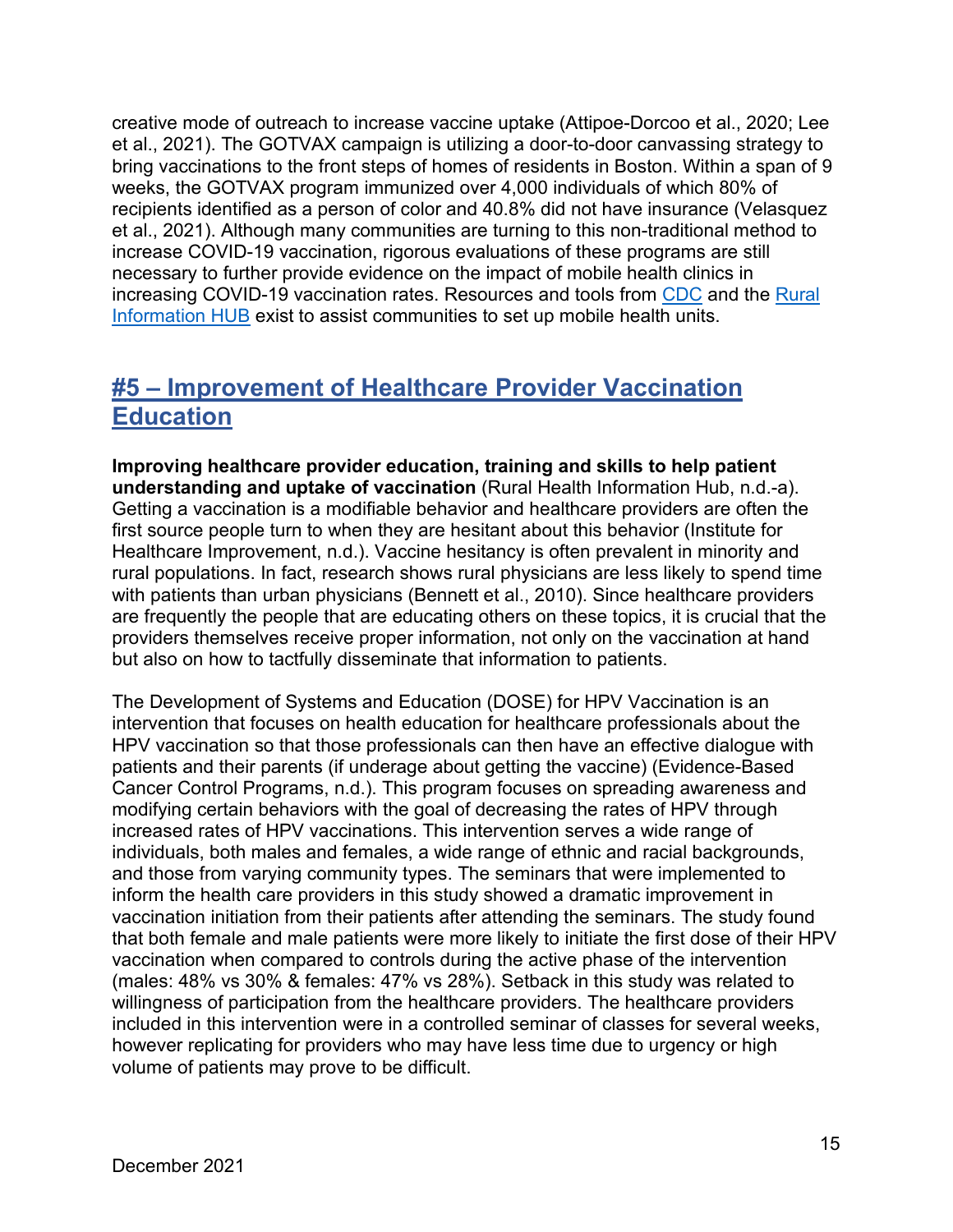creative mode of outreach to increase vaccine uptake (Attipoe-Dorcoo et al., 2020; Lee et al., 2021). The GOTVAX campaign is utilizing a door-to-door canvassing strategy to bring vaccinations to the front steps of homes of residents in Boston. Within a span of 9 weeks, the GOTVAX program immunized over 4,000 individuals of which 80% of recipients identified as a person of color and 40.8% did not have insurance (Velasquez et al., 2021). Although many communities are turning to this non-traditional method to increase COVID-19 vaccination, rigorous evaluations of these programs are still necessary to further provide evidence on the impact of mobile health clinics in increasing COVID-19 vaccination rates. Resources and tools from [CDC]() and the [Rural Information HUB]() exist to assist communities to set up mobile health units.

## #5 – Improvement of Healthcare Provider Vaccination Education

**Improving healthcare provider education, training and skills to help patient understanding and uptake of vaccination** (Rural Health Information Hub, n.d.-a). Getting a vaccination is a modifiable behavior and healthcare providers are often the first source people turn to when they are hesitant about this behavior (Institute for Healthcare Improvement, n.d.). Vaccine hesitancy is often prevalent in minority and rural populations. In fact, research shows rural physicians are less likely to spend time with patients than urban physicians (Bennett et al., 2010). Since healthcare providers are frequently the people that are educating others on these topics, it is crucial that the providers themselves receive proper information, not only on the vaccination at hand but also on how to tactfully disseminate that information to patients.

The Development of Systems and Education (DOSE) for HPV Vaccination is an intervention that focuses on health education for healthcare professionals about the HPV vaccination so that those professionals can then have an effective dialogue with patients and their parents (if underage about getting the vaccine) (Evidence-Based Cancer Control Programs, n.d.). This program focuses on spreading awareness and modifying certain behaviors with the goal of decreasing the rates of HPV through increased rates of HPV vaccinations. This intervention serves a wide range of individuals, both males and females, a wide range of ethnic and racial backgrounds, and those from varying community types. The seminars that were implemented to inform the health care providers in this study showed a dramatic improvement in vaccination initiation from their patients after attending the seminars. The study found that both female and male patients were more likely to initiate the first dose of their HPV vaccination when compared to controls during the active phase of the intervention (males: 48% vs 30% & females: 47% vs 28%). Setback in this study was related to willingness of participation from the healthcare providers. The healthcare providers included in this intervention were in a controlled seminar of classes for several weeks, however replicating for providers who may have less time due to urgency or high volume of patients may prove to be difficult.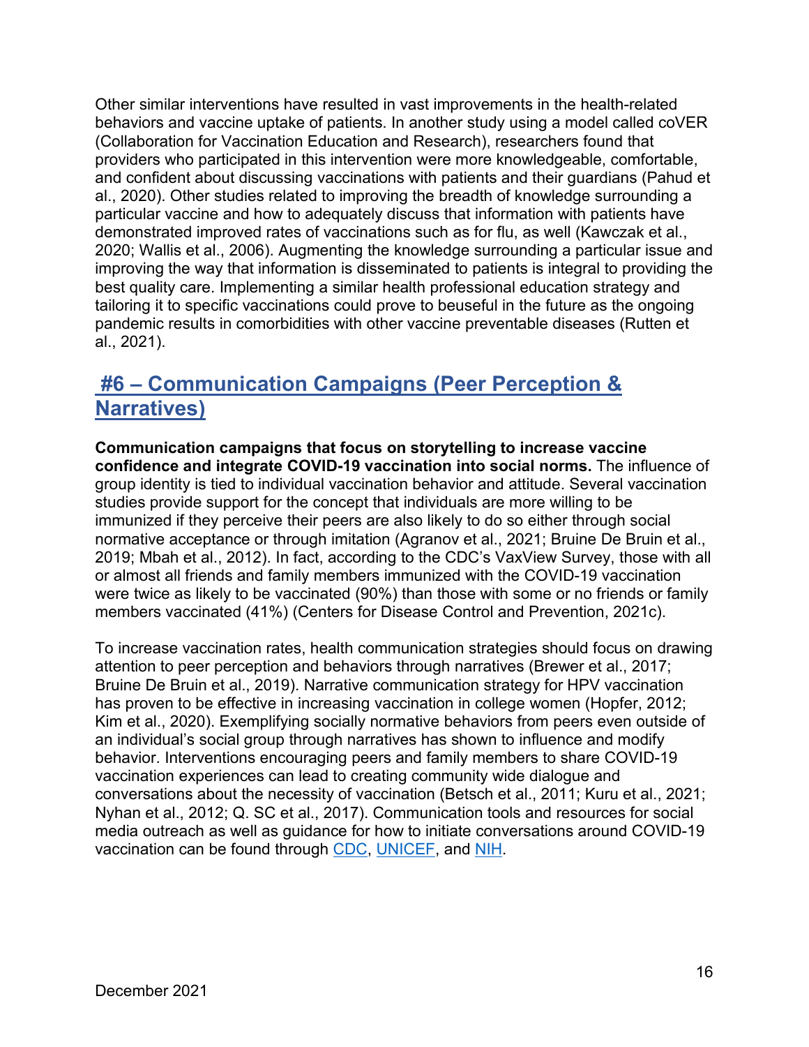Other similar interventions have resulted in vast improvements in the health-related behaviors and vaccine uptake of patients. In another study using a model called coVER (Collaboration for Vaccination Education and Research), researchers found that providers who participated in this intervention were more knowledgeable, comfortable, and confident about discussing vaccinations with patients and their guardians (Pahud et al., 2020). Other studies related to improving the breadth of knowledge surrounding a particular vaccine and how to adequately discuss that information with patients have demonstrated improved rates of vaccinations such as for flu, as well (Kawczak et al., 2020; Wallis et al., 2006). Augmenting the knowledge surrounding a particular issue and improving the way that information is disseminated to patients is integral to providing the best quality care. Implementing a similar health professional education strategy and tailoring it to specific vaccinations could prove to beuseful in the future as the ongoing pandemic results in comorbidities with other vaccine preventable diseases (Rutten et al., 2021).

## #6 – Communication Campaigns (Peer Perception & Narratives)

**Communication campaigns that focus on storytelling to increase vaccine confidence and integrate COVID-19 vaccination into social norms.** The influence of group identity is tied to individual vaccination behavior and attitude. Several vaccination studies provide support for the concept that individuals are more willing to be immunized if they perceive their peers are also likely to do so either through social normative acceptance or through imitation (Agranov et al., 2021; Bruine De Bruin et al., 2019; Mbah et al., 2012). In fact, according to the CDC's VaxView Survey, those with all or almost all friends and family members immunized with the COVID-19 vaccination were twice as likely to be vaccinated (90%) than those with some or no friends or family members vaccinated (41%) (Centers for Disease Control and Prevention, 2021c).

To increase vaccination rates, health communication strategies should focus on drawing attention to peer perception and behaviors through narratives (Brewer et al., 2017; Bruine De Bruin et al., 2019). Narrative communication strategy for HPV vaccination has proven to be effective in increasing vaccination in college women (Hopfer, 2012; Kim et al., 2020). Exemplifying socially normative behaviors from peers even outside of an individual's social group through narratives has shown to influence and modify behavior. Interventions encouraging peers and family members to share COVID-19 vaccination experiences can lead to creating community wide dialogue and conversations about the necessity of vaccination (Betsch et al., 2011; Kuru et al., 2021; Nyhan et al., 2012; Q. SC et al., 2017). Communication tools and resources for social media outreach as well as guidance for how to initiate conversations around COVID-19 vaccination can be found through CDC, UNICEF, and NIH.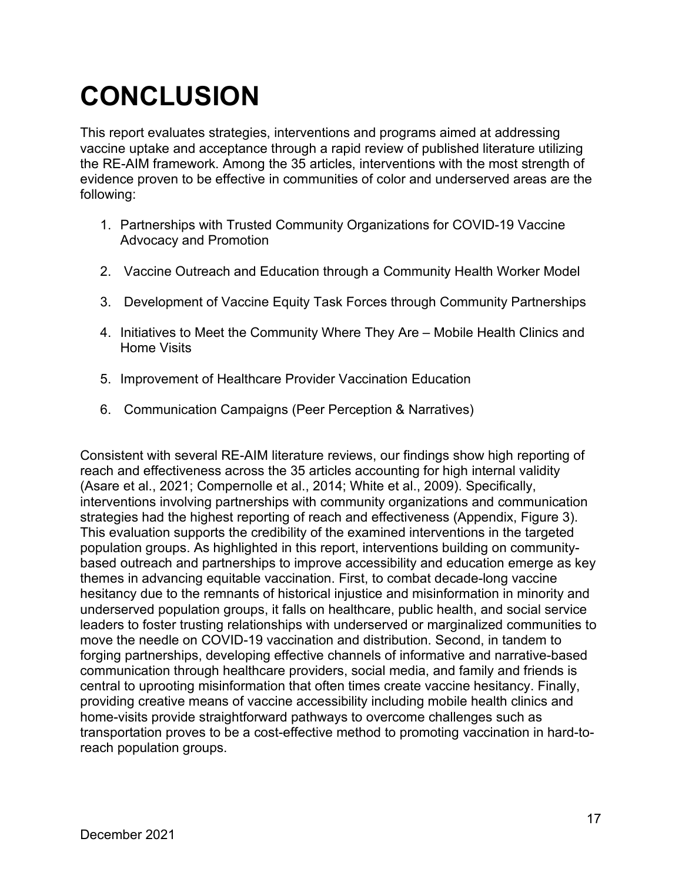# CONCLUSION

This report evaluates strategies, interventions and programs aimed at addressing vaccine uptake and acceptance through a rapid review of published literature utilizing the RE-AIM framework. Among the 35 articles, interventions with the most strength of evidence proven to be effective in communities of color and underserved areas are the following:

1. Partnerships with Trusted Community Organizations for COVID-19 Vaccine Advocacy and Promotion
2. Vaccine Outreach and Education through a Community Health Worker Model
3. Development of Vaccine Equity Task Forces through Community Partnerships
4. Initiatives to Meet the Community Where They Are – Mobile Health Clinics and Home Visits
5. Improvement of Healthcare Provider Vaccination Education
6. Communication Campaigns (Peer Perception & Narratives)

Consistent with several RE-AIM literature reviews, our findings show high reporting of reach and effectiveness across the 35 articles accounting for high internal validity (Asare et al., 2021; Compernolle et al., 2014; White et al., 2009). Specifically, interventions involving partnerships with community organizations and communication strategies had the highest reporting of reach and effectiveness (Appendix, Figure 3). This evaluation supports the credibility of the examined interventions in the targeted population groups. As highlighted in this report, interventions building on community-based outreach and partnerships to improve accessibility and education emerge as key themes in advancing equitable vaccination. First, to combat decade-long vaccine hesitancy due to the remnants of historical injustice and misinformation in minority and underserved population groups, it falls on healthcare, public health, and social service leaders to foster trusting relationships with underserved or marginalized communities to move the needle on COVID-19 vaccination and distribution. Second, in tandem to forging partnerships, developing effective channels of informative and narrative-based communication through healthcare providers, social media, and family and friends is central to uprooting misinformation that often times create vaccine hesitancy. Finally, providing creative means of vaccine accessibility including mobile health clinics and home-visits provide straightforward pathways to overcome challenges such as transportation proves to be a cost-effective method to promoting vaccination in hard-to-reach population groups.

December 2021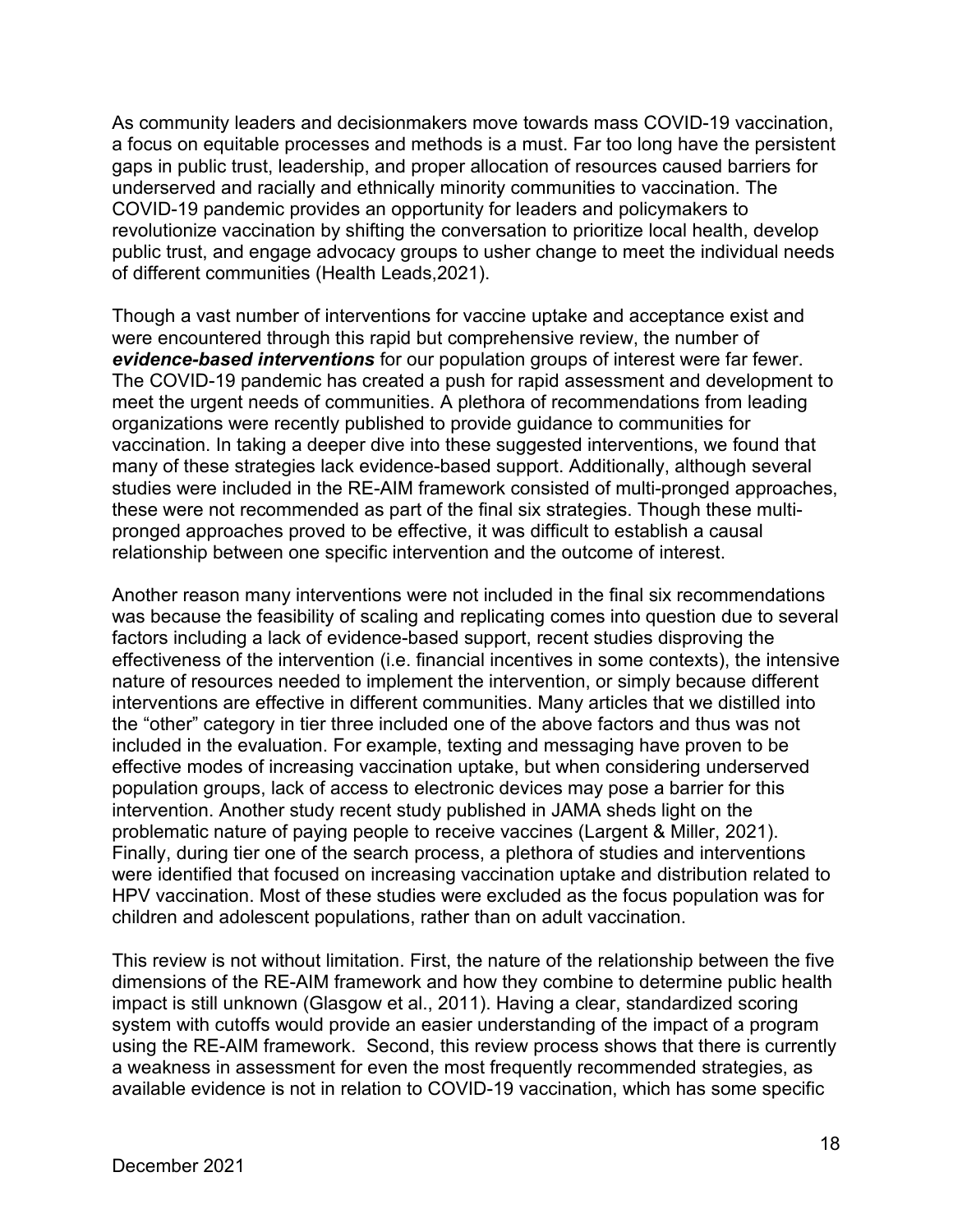As community leaders and decisionmakers move towards mass COVID-19 vaccination, a focus on equitable processes and methods is a must. Far too long have the persistent gaps in public trust, leadership, and proper allocation of resources caused barriers for underserved and racially and ethnically minority communities to vaccination. The COVID-19 pandemic provides an opportunity for leaders and policymakers to revolutionize vaccination by shifting the conversation to prioritize local health, develop public trust, and engage advocacy groups to usher change to meet the individual needs of different communities (Health Leads,2021).

Though a vast number of interventions for vaccine uptake and acceptance exist and were encountered through this rapid but comprehensive review, the number of ***evidence-based interventions*** for our population groups of interest were far fewer. The COVID-19 pandemic has created a push for rapid assessment and development to meet the urgent needs of communities. A plethora of recommendations from leading organizations were recently published to provide guidance to communities for vaccination. In taking a deeper dive into these suggested interventions, we found that many of these strategies lack evidence-based support. Additionally, although several studies were included in the RE-AIM framework consisted of multi-pronged approaches, these were not recommended as part of the final six strategies. Though these multi-pronged approaches proved to be effective, it was difficult to establish a causal relationship between one specific intervention and the outcome of interest.

Another reason many interventions were not included in the final six recommendations was because the feasibility of scaling and replicating comes into question due to several factors including a lack of evidence-based support, recent studies disproving the effectiveness of the intervention (i.e. financial incentives in some contexts), the intensive nature of resources needed to implement the intervention, or simply because different interventions are effective in different communities. Many articles that we distilled into the "other" category in tier three included one of the above factors and thus was not included in the evaluation. For example, texting and messaging have proven to be effective modes of increasing vaccination uptake, but when considering underserved population groups, lack of access to electronic devices may pose a barrier for this intervention. Another study recent study published in JAMA sheds light on the problematic nature of paying people to receive vaccines (Largent & Miller, 2021). Finally, during tier one of the search process, a plethora of studies and interventions were identified that focused on increasing vaccination uptake and distribution related to HPV vaccination. Most of these studies were excluded as the focus population was for children and adolescent populations, rather than on adult vaccination.

This review is not without limitation. First, the nature of the relationship between the five dimensions of the RE-AIM framework and how they combine to determine public health impact is still unknown (Glasgow et al., 2011). Having a clear, standardized scoring system with cutoffs would provide an easier understanding of the impact of a program using the RE-AIM framework. Second, this review process shows that there is currently a weakness in assessment for even the most frequently recommended strategies, as available evidence is not in relation to COVID-19 vaccination, which has some specific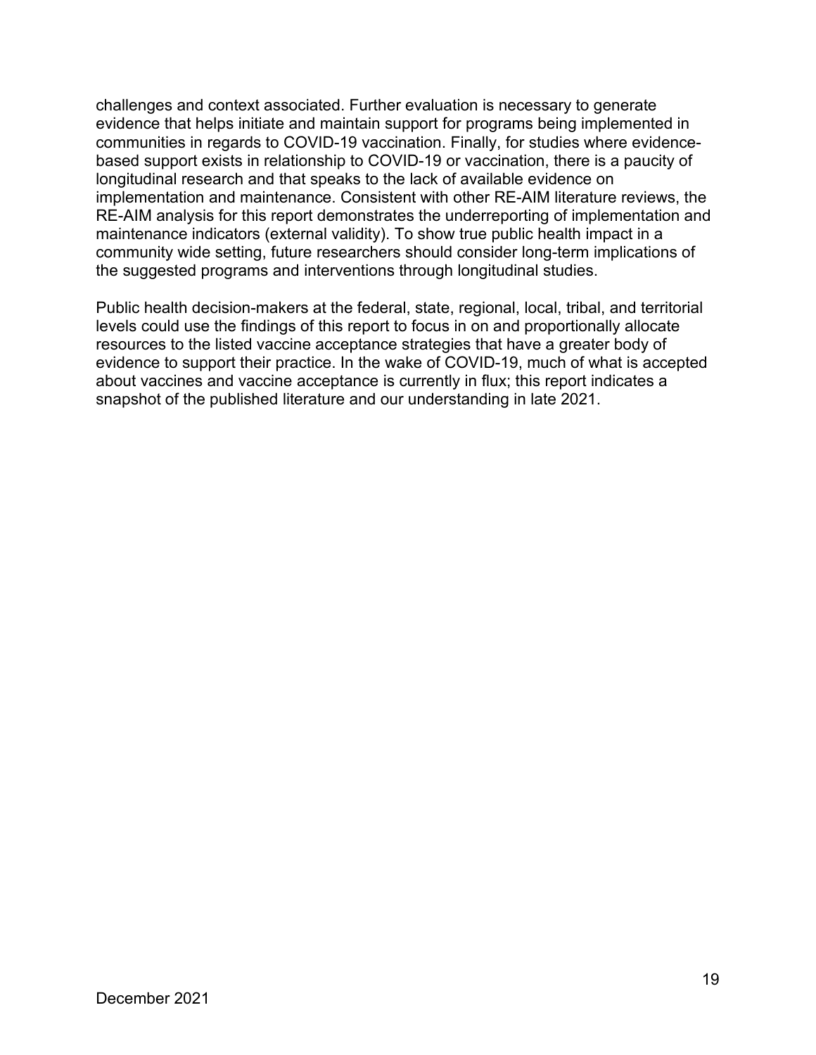challenges and context associated. Further evaluation is necessary to generate evidence that helps initiate and maintain support for programs being implemented in communities in regards to COVID-19 vaccination. Finally, for studies where evidence-based support exists in relationship to COVID-19 or vaccination, there is a paucity of longitudinal research and that speaks to the lack of available evidence on implementation and maintenance. Consistent with other RE-AIM literature reviews, the RE-AIM analysis for this report demonstrates the underreporting of implementation and maintenance indicators (external validity). To show true public health impact in a community wide setting, future researchers should consider long-term implications of the suggested programs and interventions through longitudinal studies.

Public health decision-makers at the federal, state, regional, local, tribal, and territorial levels could use the findings of this report to focus in on and proportionally allocate resources to the listed vaccine acceptance strategies that have a greater body of evidence to support their practice. In the wake of COVID-19, much of what is accepted about vaccines and vaccine acceptance is currently in flux; this report indicates a snapshot of the published literature and our understanding in late 2021.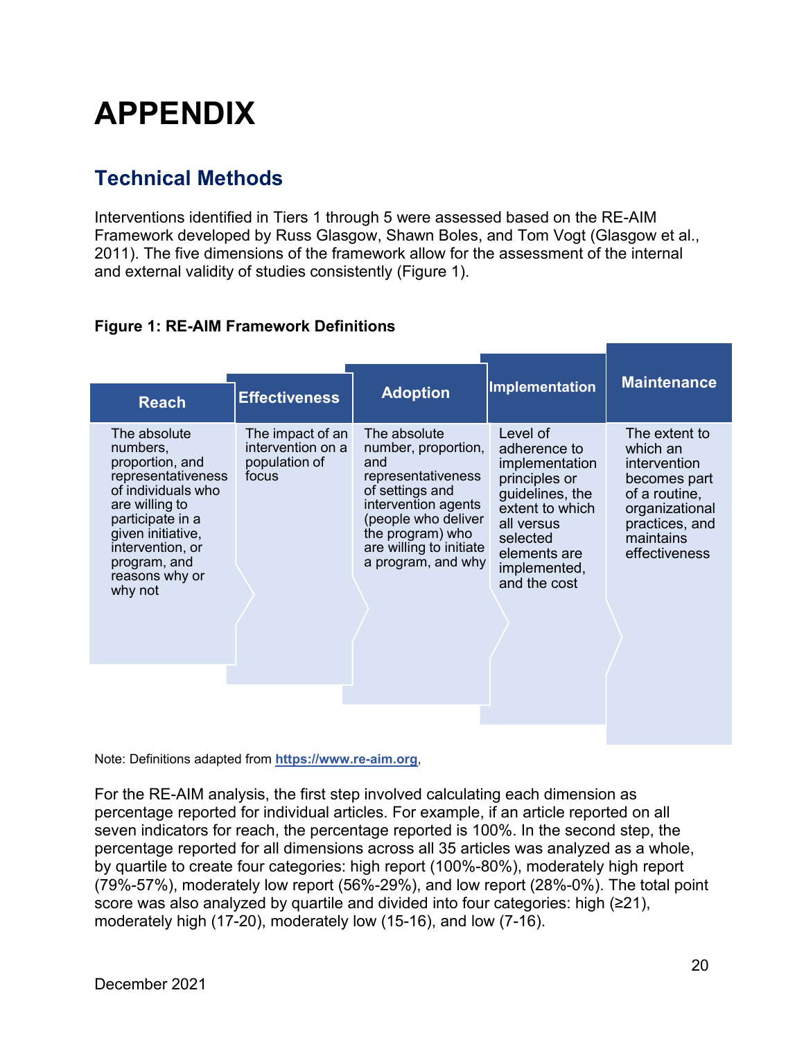# APPENDIX

## Technical Methods

Interventions identified in Tiers 1 through 5 were assessed based on the RE-AIM Framework developed by Russ Glasgow, Shawn Boles, and Tom Vogt (Glasgow et al., 2011). The five dimensions of the framework allow for the assessment of the internal and external validity of studies consistently (Figure 1).

**Figure 1: RE-AIM Framework Definitions**

| Reach | Effectiveness | Adoption | Implementation | Maintenance |
|---|---|---|---|---|
| The absolute numbers, proportion, and representativeness of individuals who are willing to participate in a given initiative, intervention, or program, and reasons why or why not | The impact of an intervention on a population of focus | The absolute number, proportion, and representativeness of settings and intervention agents (people who deliver the program) who are willing to initiate a program, and why | Level of adherence to implementation principles or guidelines, the extent to which all versus selected elements are implemented, and the cost | The extent to which an intervention becomes part of a routine, organizational practices, and maintains effectiveness |

Note: Definitions adapted from **https://www.re-aim.org**,

For the RE-AIM analysis, the first step involved calculating each dimension as percentage reported for individual articles. For example, if an article reported on all seven indicators for reach, the percentage reported is 100%. In the second step, the percentage reported for all dimensions across all 35 articles was analyzed as a whole, by quartile to create four categories: high report (100%-80%), moderately high report (79%-57%), moderately low report (56%-29%), and low report (28%-0%). The total point score was also analyzed by quartile and divided into four categories: high (≥21), moderately high (17-20), moderately low (15-16), and low (7-16).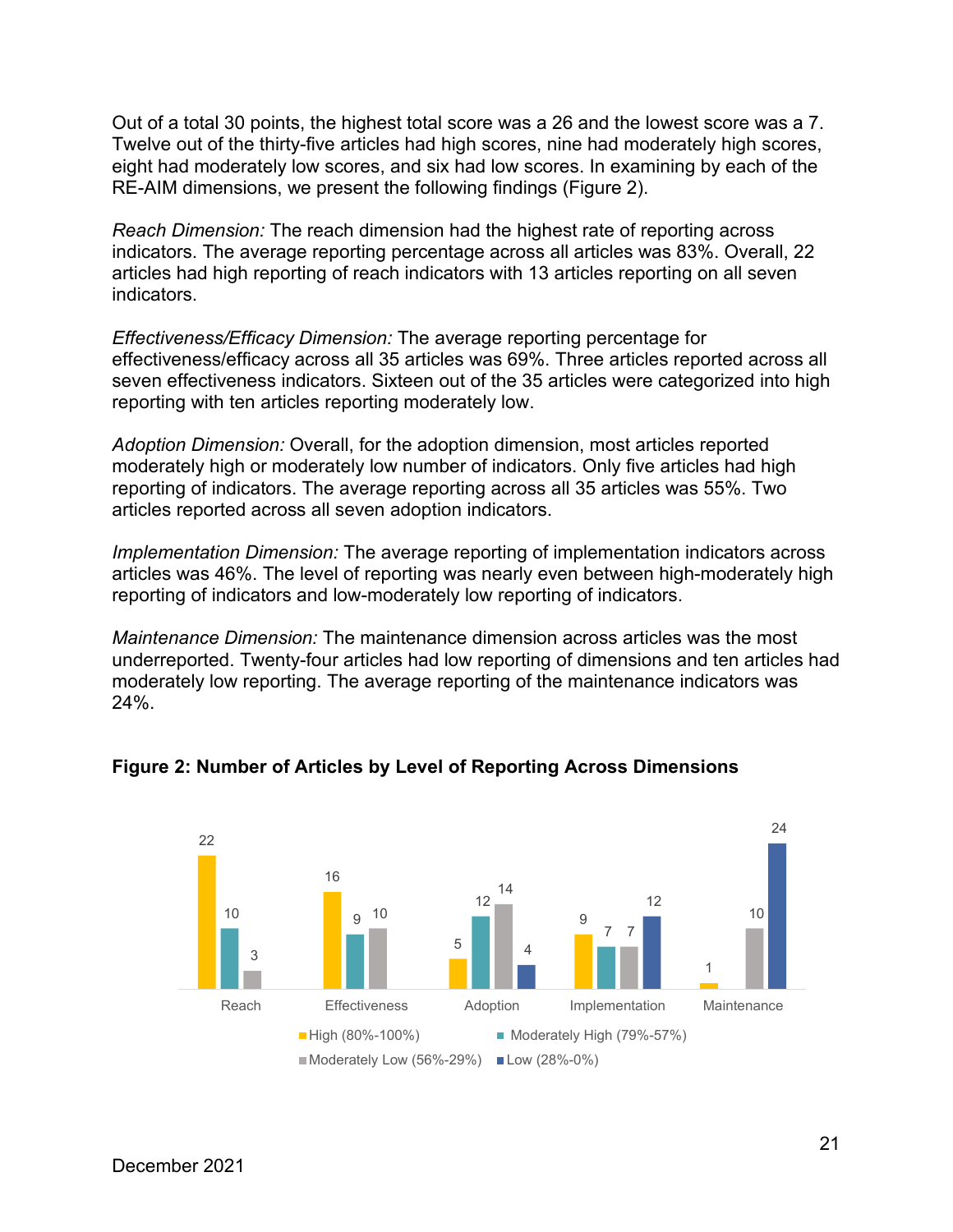Out of a total 30 points, the highest total score was a 26 and the lowest score was a 7. Twelve out of the thirty-five articles had high scores, nine had moderately high scores, eight had moderately low scores, and six had low scores. In examining by each of the RE-AIM dimensions, we present the following findings (Figure 2).

*Reach Dimension:* The reach dimension had the highest rate of reporting across indicators. The average reporting percentage across all articles was 83%. Overall, 22 articles had high reporting of reach indicators with 13 articles reporting on all seven indicators.

*Effectiveness/Efficacy Dimension:* The average reporting percentage for effectiveness/efficacy across all 35 articles was 69%. Three articles reported across all seven effectiveness indicators. Sixteen out of the 35 articles were categorized into high reporting with ten articles reporting moderately low.

*Adoption Dimension:* Overall, for the adoption dimension, most articles reported moderately high or moderately low number of indicators. Only five articles had high reporting of indicators. The average reporting across all 35 articles was 55%. Two articles reported across all seven adoption indicators.

*Implementation Dimension:* The average reporting of implementation indicators across articles was 46%. The level of reporting was nearly even between high-moderately high reporting of indicators and low-moderately low reporting of indicators.

*Maintenance Dimension:* The maintenance dimension across articles was the most underreported. Twenty-four articles had low reporting of dimensions and ten articles had moderately low reporting. The average reporting of the maintenance indicators was 24%.

**Figure 2: Number of Articles by Level of Reporting Across Dimensions**

| | High (80%-100%) | Moderately High (79%-57%) | Moderately Low (56%-29%) | Low (28%-0%) |
|---|---|---|---|---|
| Reach | 22 | 10 | 3 | |
| Effectiveness | 16 | 9 | 10 | |
| Adoption | 5 | 12 | 14 | 4 |
| Implementation | 9 | 7 | 7 | 12 |
| Maintenance | 1 | | 10 | 24 |

December 2021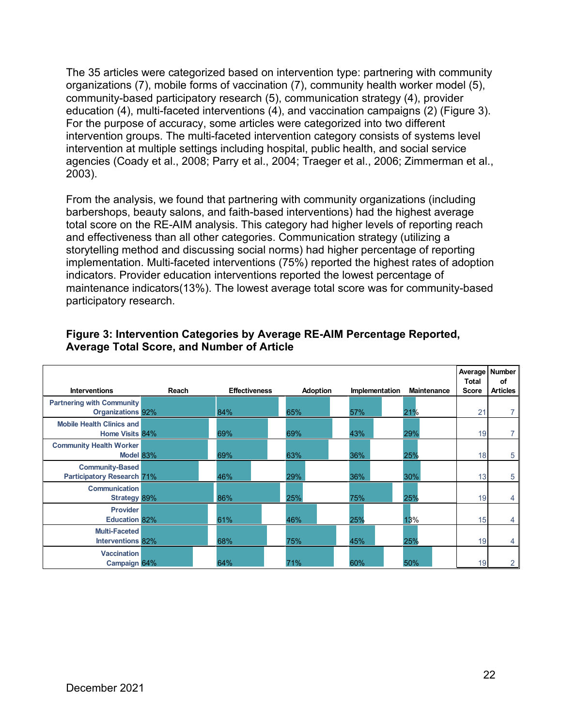The 35 articles were categorized based on intervention type: partnering with community organizations (7), mobile forms of vaccination (7), community health worker model (5), community-based participatory research (5), communication strategy (4), provider education (4), multi-faceted interventions (4), and vaccination campaigns (2) (Figure 3). For the purpose of accuracy, some articles were categorized into two different intervention groups. The multi-faceted intervention category consists of systems level intervention at multiple settings including hospital, public health, and social service agencies (Coady et al., 2008; Parry et al., 2004; Traeger et al., 2006; Zimmerman et al., 2003).

From the analysis, we found that partnering with community organizations (including barbershops, beauty salons, and faith-based interventions) had the highest average total score on the RE-AIM analysis. This category had higher levels of reporting reach and effectiveness than all other categories. Communication strategy (utilizing a storytelling method and discussing social norms) had higher percentage of reporting implementation. Multi-faceted interventions (75%) reported the highest rates of adoption indicators. Provider education interventions reported the lowest percentage of maintenance indicators(13%). The lowest average total score was for community-based participatory research.

**Figure 3: Intervention Categories by Average RE-AIM Percentage Reported, Average Total Score, and Number of Article**

| Interventions | Reach | Effectiveness | Adoption | Implementation | Maintenance | Average Total Score | Number of Articles |
|---|---|---|---|---|---|---|---|
| Partnering with Community Organizations | 92% | 84% | 65% | 57% | 21% | 21 | 7 |
| Mobile Health Clinics and Home Visits | 84% | 69% | 69% | 43% | 29% | 19 | 7 |
| Community Health Worker Model | 83% | 69% | 63% | 36% | 25% | 18 | 5 |
| Community-Based Participatory Research | 71% | 46% | 29% | 36% | 30% | 13 | 5 |
| Communication Strategy | 89% | 86% | 25% | 75% | 25% | 19 | 4 |
| Provider Education | 82% | 61% | 46% | 25% | 13% | 15 | 4 |
| Multi-Faceted Interventions | 82% | 68% | 75% | 45% | 25% | 19 | 4 |
| Vaccination Campaign | 64% | 64% | 71% | 60% | 50% | 19 | 2 |

December 2021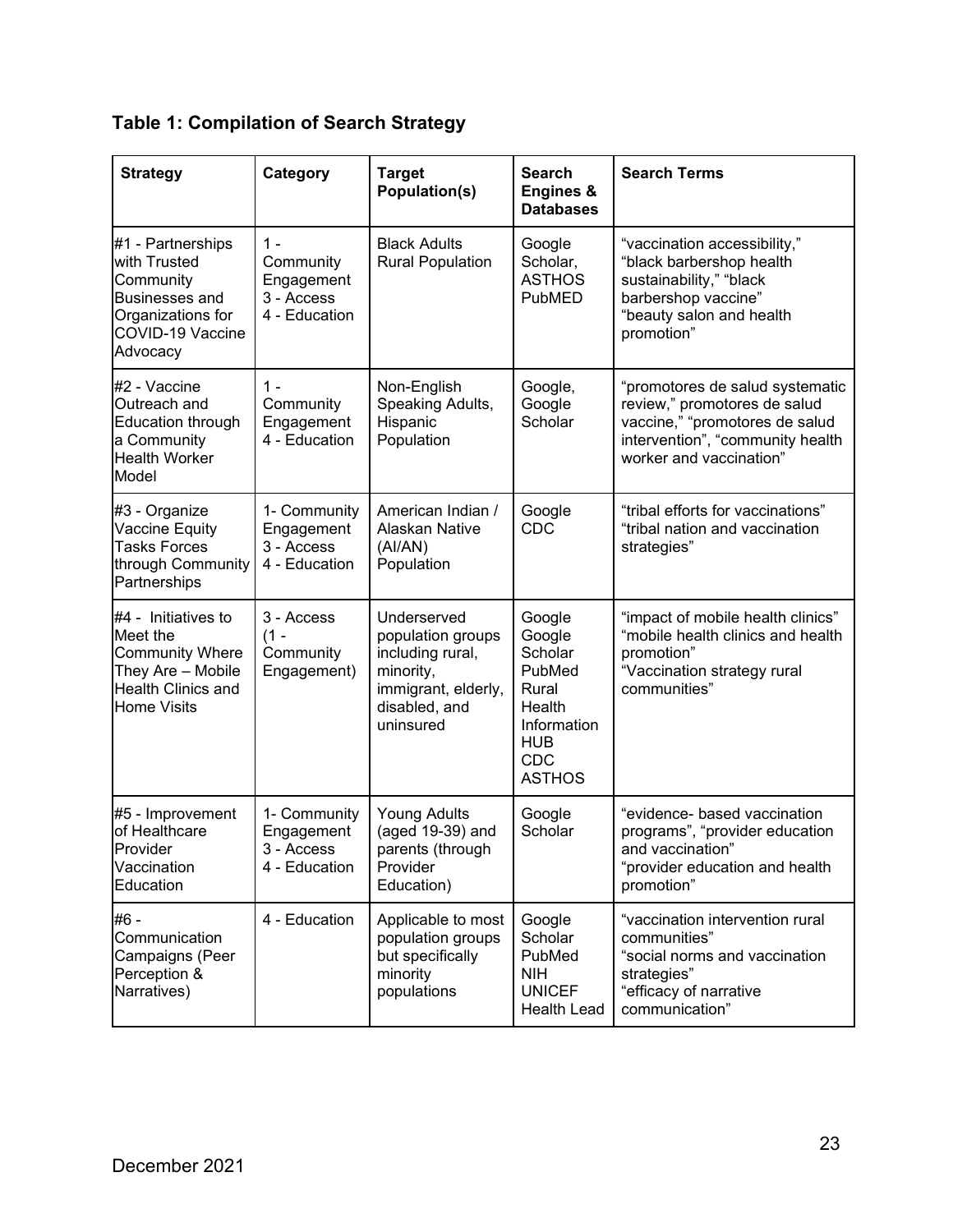**Table 1: Compilation of Search Strategy**

| Strategy | Category | Target Population(s) | Search Engines & Databases | Search Terms |
|---|---|---|---|---|
| #1 - Partnerships with Trusted Community Businesses and Organizations for COVID-19 Vaccine Advocacy | 1 - Community Engagement<br>3 - Access<br>4 - Education | Black Adults<br>Rural Population | Google Scholar,<br>ASTHOS<br>PubMED | "vaccination accessibility," "black barbershop health sustainability," "black barbershop vaccine"<br>"beauty salon and health promotion" |
| #2 - Vaccine Outreach and Education through a Community Health Worker Model | 1 - Community Engagement<br>4 - Education | Non-English Speaking Adults, Hispanic Population | Google, Google Scholar | "promotores de salud systematic review," promotores de salud vaccine," "promotores de salud intervention", "community health worker and vaccination" |
| #3 - Organize Vaccine Equity Tasks Forces through Community Partnerships | 1- Community Engagement<br>3 - Access<br>4 - Education | American Indian / Alaskan Native (AI/AN) Population | Google<br>CDC | "tribal efforts for vaccinations"<br>"tribal nation and vaccination strategies" |
| #4 - Initiatives to Meet the Community Where They Are – Mobile Health Clinics and Home Visits | 3 - Access<br>(1 - Community Engagement) | Underserved population groups including rural, minority, immigrant, elderly, disabled, and uninsured | Google<br>Google Scholar<br>PubMed<br>Rural Health Information HUB<br>CDC<br>ASTHOS | "impact of mobile health clinics"<br>"mobile health clinics and health promotion"<br>"Vaccination strategy rural communities" |
| #5 - Improvement of Healthcare Provider Vaccination Education | 1- Community Engagement<br>3 - Access<br>4 - Education | Young Adults (aged 19-39) and parents (through Provider Education) | Google Scholar | "evidence- based vaccination programs", "provider education and vaccination"<br>"provider education and health promotion" |
| #6 - Communication Campaigns (Peer Perception & Narratives) | 4 - Education | Applicable to most population groups but specifically minority populations | Google Scholar<br>PubMed<br>NIH<br>UNICEF<br>Health Lead | "vaccination intervention rural communities"<br>"social norms and vaccination strategies"<br>"efficacy of narrative communication" |

December 2021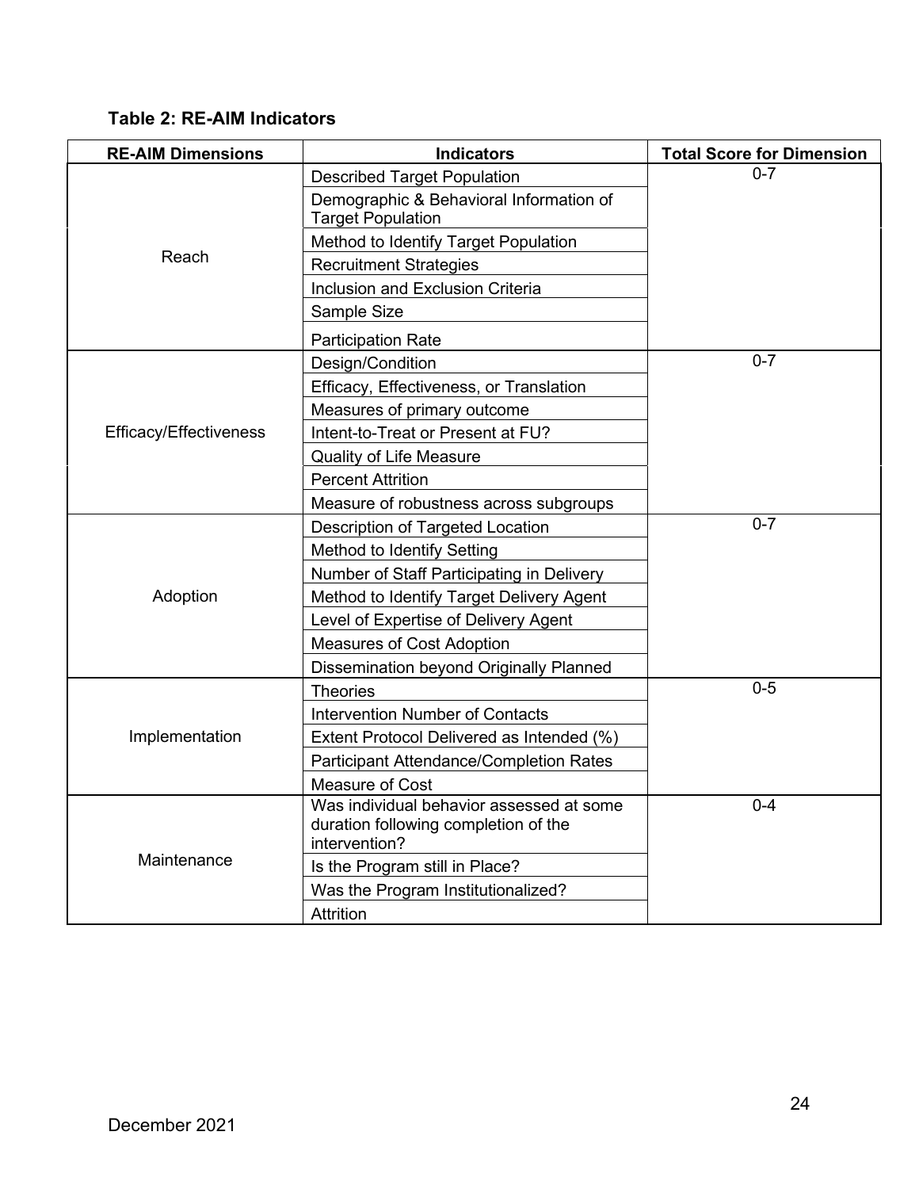**Table 2: RE-AIM Indicators**

| RE-AIM Dimensions | Indicators | Total Score for Dimension |
|---|---|---|
| Reach | Described Target Population | 0-7 |
| | Demographic & Behavioral Information of Target Population | |
| | Method to Identify Target Population | |
| | Recruitment Strategies | |
| | Inclusion and Exclusion Criteria | |
| | Sample Size | |
| | Participation Rate | |
| Efficacy/Effectiveness | Design/Condition | 0-7 |
| | Efficacy, Effectiveness, or Translation | |
| | Measures of primary outcome | |
| | Intent-to-Treat or Present at FU? | |
| | Quality of Life Measure | |
| | Percent Attrition | |
| | Measure of robustness across subgroups | |
| Adoption | Description of Targeted Location | 0-7 |
| | Method to Identify Setting | |
| | Number of Staff Participating in Delivery | |
| | Method to Identify Target Delivery Agent | |
| | Level of Expertise of Delivery Agent | |
| | Measures of Cost Adoption | |
| | Dissemination beyond Originally Planned | |
| Implementation | Theories | 0-5 |
| | Intervention Number of Contacts | |
| | Extent Protocol Delivered as Intended (%) | |
| | Participant Attendance/Completion Rates | |
| | Measure of Cost | |
| Maintenance | Was individual behavior assessed at some duration following completion of the intervention? | 0-4 |
| | Is the Program still in Place? | |
| | Was the Program Institutionalized? | |
| | Attrition | |

December 2021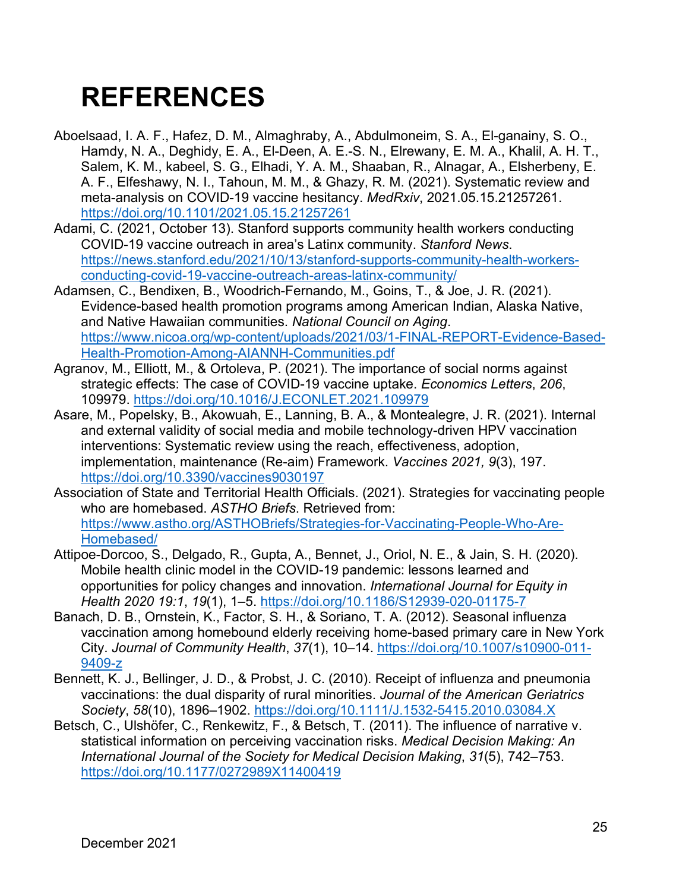# REFERENCES

Aboelsaad, I. A. F., Hafez, D. M., Almaghraby, A., Abdulmoneim, S. A., El-ganainy, S. O., Hamdy, N. A., Deghidy, E. A., El-Deen, A. E.-S. N., Elrewany, E. M. A., Khalil, A. H. T., Salem, K. M., kabeel, S. G., Elhadi, Y. A. M., Shaaban, R., Alnagar, A., Elsherbeny, E. A. F., Elfeshawy, N. I., Tahoun, M. M., & Ghazy, R. M. (2021). Systematic review and meta-analysis on COVID-19 vaccine hesitancy. *MedRxiv*, 2021.05.15.21257261. https://doi.org/10.1101/2021.05.15.21257261

Adami, C. (2021, October 13). Stanford supports community health workers conducting COVID-19 vaccine outreach in area's Latinx community. *Stanford News*. https://news.stanford.edu/2021/10/13/stanford-supports-community-health-workers-conducting-covid-19-vaccine-outreach-areas-latinx-community/

Adamsen, C., Bendixen, B., Woodrich-Fernando, M., Goins, T., & Joe, J. R. (2021). Evidence-based health promotion programs among American Indian, Alaska Native, and Native Hawaiian communities. *National Council on Aging*. https://www.nicoa.org/wp-content/uploads/2021/03/1-FINAL-REPORT-Evidence-Based-Health-Promotion-Among-AIANNH-Communities.pdf

Agranov, M., Elliott, M., & Ortoleva, P. (2021). The importance of social norms against strategic effects: The case of COVID-19 vaccine uptake. *Economics Letters*, *206*, 109979. https://doi.org/10.1016/J.ECONLET.2021.109979

Asare, M., Popelsky, B., Akowuah, E., Lanning, B. A., & Montealegre, J. R. (2021). Internal and external validity of social media and mobile technology-driven HPV vaccination interventions: Systematic review using the reach, effectiveness, adoption, implementation, maintenance (Re-aim) Framework. *Vaccines 2021, 9*(3), 197. https://doi.org/10.3390/vaccines9030197

Association of State and Territorial Health Officials. (2021). Strategies for vaccinating people who are homebased. *ASTHO Briefs*. Retrieved from: https://www.astho.org/ASTHOBriefs/Strategies-for-Vaccinating-People-Who-Are-Homebased/

Attipoe-Dorcoo, S., Delgado, R., Gupta, A., Bennet, J., Oriol, N. E., & Jain, S. H. (2020). Mobile health clinic model in the COVID-19 pandemic: lessons learned and opportunities for policy changes and innovation. *International Journal for Equity in Health 2020 19:1*, *19*(1), 1–5. https://doi.org/10.1186/S12939-020-01175-7

Banach, D. B., Ornstein, K., Factor, S. H., & Soriano, T. A. (2012). Seasonal influenza vaccination among homebound elderly receiving home-based primary care in New York City. *Journal of Community Health*, *37*(1), 10–14. https://doi.org/10.1007/s10900-011-9409-z

Bennett, K. J., Bellinger, J. D., & Probst, J. C. (2010). Receipt of influenza and pneumonia vaccinations: the dual disparity of rural minorities. *Journal of the American Geriatrics Society*, *58*(10), 1896–1902. https://doi.org/10.1111/J.1532-5415.2010.03084.X

Betsch, C., Ulshöfer, C., Renkewitz, F., & Betsch, T. (2011). The influence of narrative v. statistical information on perceiving vaccination risks. *Medical Decision Making: An International Journal of the Society for Medical Decision Making*, *31*(5), 742–753. https://doi.org/10.1177/0272989X11400419

December 2021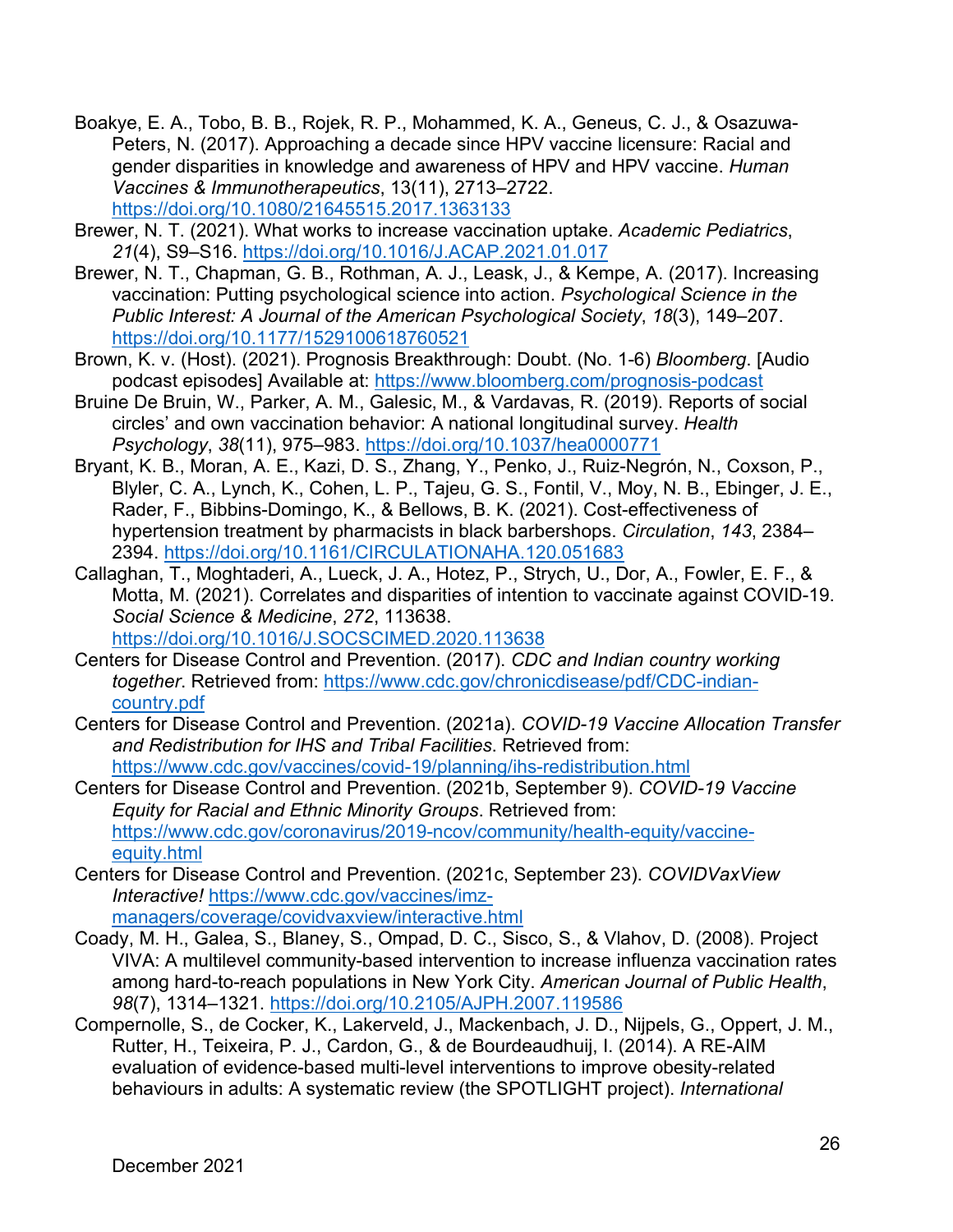Boakye, E. A., Tobo, B. B., Rojek, R. P., Mohammed, K. A., Geneus, C. J., & Osazuwa-Peters, N. (2017). Approaching a decade since HPV vaccine licensure: Racial and gender disparities in knowledge and awareness of HPV and HPV vaccine. *Human Vaccines & Immunotherapeutics*, 13(11), 2713–2722. https://doi.org/10.1080/21645515.2017.1363133

Brewer, N. T. (2021). What works to increase vaccination uptake. *Academic Pediatrics*, *21*(4), S9–S16. https://doi.org/10.1016/J.ACAP.2021.01.017

Brewer, N. T., Chapman, G. B., Rothman, A. J., Leask, J., & Kempe, A. (2017). Increasing vaccination: Putting psychological science into action. *Psychological Science in the Public Interest: A Journal of the American Psychological Society*, *18*(3), 149–207. https://doi.org/10.1177/1529100618760521

Brown, K. v. (Host). (2021). Prognosis Breakthrough: Doubt. (No. 1-6) *Bloomberg*. [Audio podcast episodes] Available at: https://www.bloomberg.com/prognosis-podcast

Bruine De Bruin, W., Parker, A. M., Galesic, M., & Vardavas, R. (2019). Reports of social circles' and own vaccination behavior: A national longitudinal survey. *Health Psychology*, *38*(11), 975–983. https://doi.org/10.1037/hea0000771

Bryant, K. B., Moran, A. E., Kazi, D. S., Zhang, Y., Penko, J., Ruiz-Negrón, N., Coxson, P., Blyler, C. A., Lynch, K., Cohen, L. P., Tajeu, G. S., Fontil, V., Moy, N. B., Ebinger, J. E., Rader, F., Bibbins-Domingo, K., & Bellows, B. K. (2021). Cost-effectiveness of hypertension treatment by pharmacists in black barbershops. *Circulation*, *143*, 2384–2394. https://doi.org/10.1161/CIRCULATIONAHA.120.051683

Callaghan, T., Moghtaderi, A., Lueck, J. A., Hotez, P., Strych, U., Dor, A., Fowler, E. F., & Motta, M. (2021). Correlates and disparities of intention to vaccinate against COVID-19. *Social Science & Medicine*, *272*, 113638. https://doi.org/10.1016/J.SOCSCIMED.2020.113638

Centers for Disease Control and Prevention. (2017). *CDC and Indian country working together*. Retrieved from: https://www.cdc.gov/chronicdisease/pdf/CDC-indian-country.pdf

Centers for Disease Control and Prevention. (2021a). *COVID-19 Vaccine Allocation Transfer and Redistribution for IHS and Tribal Facilities*. Retrieved from: https://www.cdc.gov/vaccines/covid-19/planning/ihs-redistribution.html

Centers for Disease Control and Prevention. (2021b, September 9). *COVID-19 Vaccine Equity for Racial and Ethnic Minority Groups*. Retrieved from: https://www.cdc.gov/coronavirus/2019-ncov/community/health-equity/vaccine-equity.html

Centers for Disease Control and Prevention. (2021c, September 23). *COVIDVaxView Interactive!* https://www.cdc.gov/vaccines/imz-managers/coverage/covidvaxview/interactive.html

Coady, M. H., Galea, S., Blaney, S., Ompad, D. C., Sisco, S., & Vlahov, D. (2008). Project VIVA: A multilevel community-based intervention to increase influenza vaccination rates among hard-to-reach populations in New York City. *American Journal of Public Health*, *98*(7), 1314–1321. https://doi.org/10.2105/AJPH.2007.119586

Compernolle, S., de Cocker, K., Lakerveld, J., Mackenbach, J. D., Nijpels, G., Oppert, J. M., Rutter, H., Teixeira, P. J., Cardon, G., & de Bourdeaudhuij, I. (2014). A RE-AIM evaluation of evidence-based multi-level interventions to improve obesity-related behaviours in adults: A systematic review (the SPOTLIGHT project). *International*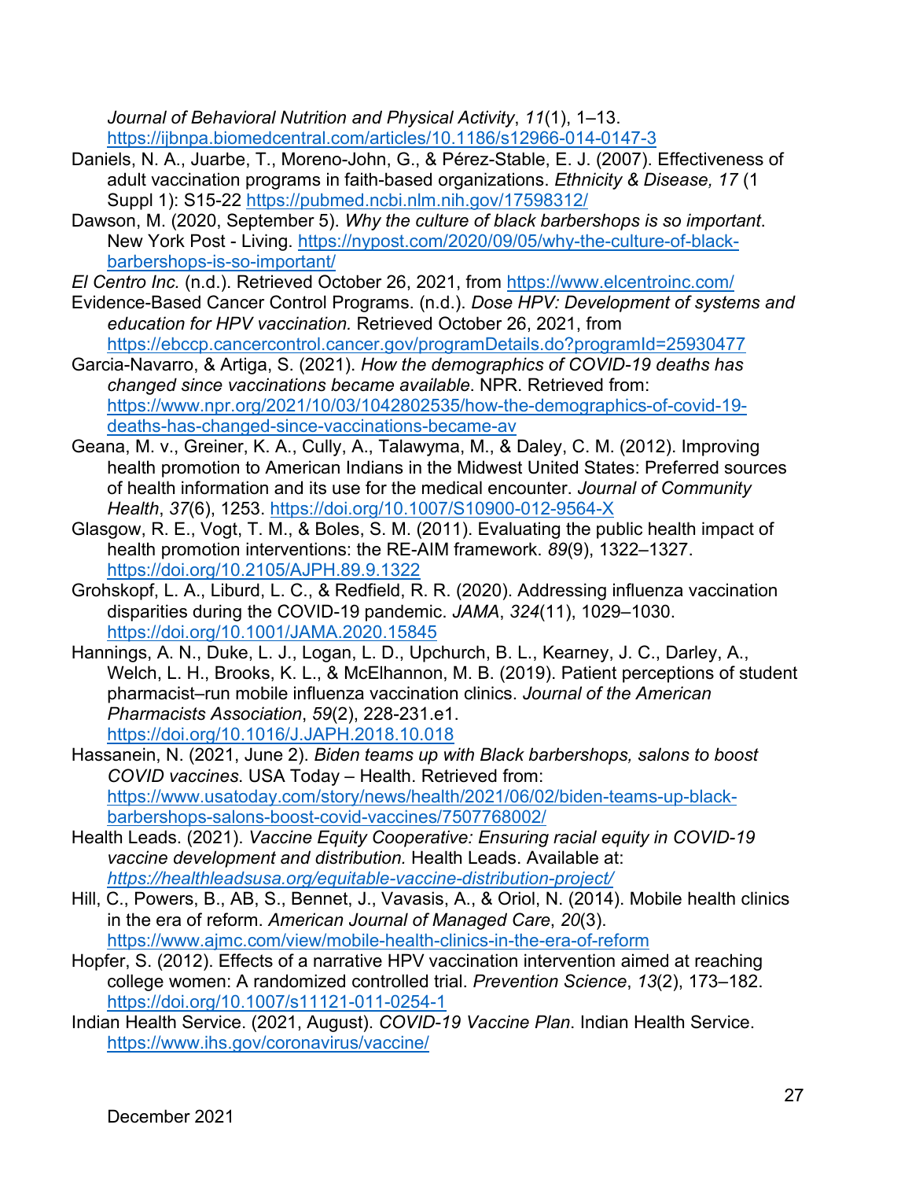*Journal of Behavioral Nutrition and Physical Activity*, *11*(1), 1–13. https://ijbnpa.biomedcentral.com/articles/10.1186/s12966-014-0147-3

Daniels, N. A., Juarbe, T., Moreno-John, G., & Pérez-Stable, E. J. (2007). Effectiveness of adult vaccination programs in faith-based organizations. *Ethnicity & Disease, 17* (1 Suppl 1): S15-22 https://pubmed.ncbi.nlm.nih.gov/17598312/

Dawson, M. (2020, September 5). *Why the culture of black barbershops is so important*. New York Post - Living. https://nypost.com/2020/09/05/why-the-culture-of-black-barbershops-is-so-important/

*El Centro Inc.* (n.d.). Retrieved October 26, 2021, from https://www.elcentroinc.com/

Evidence-Based Cancer Control Programs. (n.d.). *Dose HPV: Development of systems and education for HPV vaccination.* Retrieved October 26, 2021, from https://ebccp.cancercontrol.cancer.gov/programDetails.do?programId=25930477

Garcia-Navarro, & Artiga, S. (2021). *How the demographics of COVID-19 deaths has changed since vaccinations became available*. NPR. Retrieved from: https://www.npr.org/2021/10/03/1042802535/how-the-demographics-of-covid-19-deaths-has-changed-since-vaccinations-became-av

Geana, M. v., Greiner, K. A., Cully, A., Talawyma, M., & Daley, C. M. (2012). Improving health promotion to American Indians in the Midwest United States: Preferred sources of health information and its use for the medical encounter. *Journal of Community Health*, *37*(6), 1253. https://doi.org/10.1007/S10900-012-9564-X

Glasgow, R. E., Vogt, T. M., & Boles, S. M. (2011). Evaluating the public health impact of health promotion interventions: the RE-AIM framework. *89*(9), 1322–1327. https://doi.org/10.2105/AJPH.89.9.1322

Grohskopf, L. A., Liburd, L. C., & Redfield, R. R. (2020). Addressing influenza vaccination disparities during the COVID-19 pandemic. *JAMA*, *324*(11), 1029–1030. https://doi.org/10.1001/JAMA.2020.15845

Hannings, A. N., Duke, L. J., Logan, L. D., Upchurch, B. L., Kearney, J. C., Darley, A., Welch, L. H., Brooks, K. L., & McElhannon, M. B. (2019). Patient perceptions of student pharmacist–run mobile influenza vaccination clinics. *Journal of the American Pharmacists Association*, *59*(2), 228-231.e1. https://doi.org/10.1016/J.JAPH.2018.10.018

Hassanein, N. (2021, June 2). *Biden teams up with Black barbershops, salons to boost COVID vaccines.* USA Today – Health. Retrieved from: https://www.usatoday.com/story/news/health/2021/06/02/biden-teams-up-black-barbershops-salons-boost-covid-vaccines/7507768002/

Health Leads. (2021). *Vaccine Equity Cooperative: Ensuring racial equity in COVID-19 vaccine development and distribution.* Health Leads. Available at: *https://healthleadsusa.org/equitable-vaccine-distribution-project/*

Hill, C., Powers, B., AB, S., Bennet, J., Vavasis, A., & Oriol, N. (2014). Mobile health clinics in the era of reform. *American Journal of Managed Care*, *20*(3). https://www.ajmc.com/view/mobile-health-clinics-in-the-era-of-reform

Hopfer, S. (2012). Effects of a narrative HPV vaccination intervention aimed at reaching college women: A randomized controlled trial. *Prevention Science*, *13*(2), 173–182. https://doi.org/10.1007/s11121-011-0254-1

Indian Health Service. (2021, August). *COVID-19 Vaccine Plan*. Indian Health Service. https://www.ihs.gov/coronavirus/vaccine/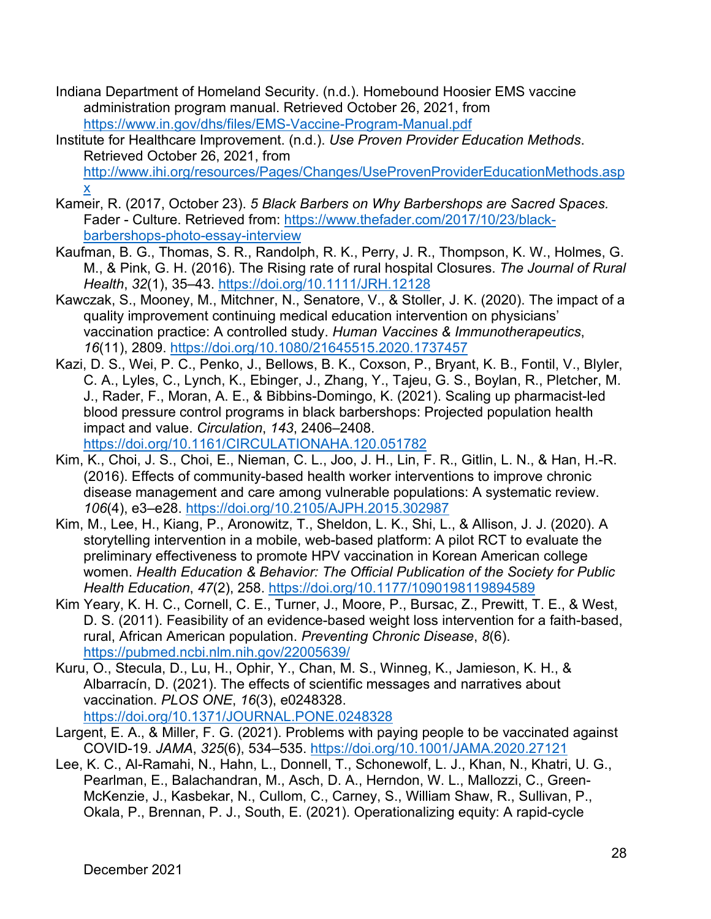Indiana Department of Homeland Security. (n.d.). Homebound Hoosier EMS vaccine administration program manual. Retrieved October 26, 2021, from https://www.in.gov/dhs/files/EMS-Vaccine-Program-Manual.pdf

Institute for Healthcare Improvement. (n.d.). *Use Proven Provider Education Methods*. Retrieved October 26, 2021, from http://www.ihi.org/resources/Pages/Changes/UseProvenProviderEducationMethods.aspx

Kameir, R. (2017, October 23). *5 Black Barbers on Why Barbershops are Sacred Spaces.* Fader - Culture. Retrieved from: https://www.thefader.com/2017/10/23/black-barbershops-photo-essay-interview

Kaufman, B. G., Thomas, S. R., Randolph, R. K., Perry, J. R., Thompson, K. W., Holmes, G. M., & Pink, G. H. (2016). The Rising rate of rural hospital Closures. *The Journal of Rural Health*, *32*(1), 35–43. https://doi.org/10.1111/JRH.12128

Kawczak, S., Mooney, M., Mitchner, N., Senatore, V., & Stoller, J. K. (2020). The impact of a quality improvement continuing medical education intervention on physicians' vaccination practice: A controlled study. *Human Vaccines & Immunotherapeutics*, *16*(11), 2809. https://doi.org/10.1080/21645515.2020.1737457

Kazi, D. S., Wei, P. C., Penko, J., Bellows, B. K., Coxson, P., Bryant, K. B., Fontil, V., Blyler, C. A., Lyles, C., Lynch, K., Ebinger, J., Zhang, Y., Tajeu, G. S., Boylan, R., Pletcher, M. J., Rader, F., Moran, A. E., & Bibbins-Domingo, K. (2021). Scaling up pharmacist-led blood pressure control programs in black barbershops: Projected population health impact and value. *Circulation*, *143*, 2406–2408. https://doi.org/10.1161/CIRCULATIONAHA.120.051782

Kim, K., Choi, J. S., Choi, E., Nieman, C. L., Joo, J. H., Lin, F. R., Gitlin, L. N., & Han, H.-R. (2016). Effects of community-based health worker interventions to improve chronic disease management and care among vulnerable populations: A systematic review. *106*(4), e3–e28. https://doi.org/10.2105/AJPH.2015.302987

Kim, M., Lee, H., Kiang, P., Aronowitz, T., Sheldon, L. K., Shi, L., & Allison, J. J. (2020). A storytelling intervention in a mobile, web-based platform: A pilot RCT to evaluate the preliminary effectiveness to promote HPV vaccination in Korean American college women. *Health Education & Behavior: The Official Publication of the Society for Public Health Education*, *47*(2), 258. https://doi.org/10.1177/1090198119894589

Kim Yeary, K. H. C., Cornell, C. E., Turner, J., Moore, P., Bursac, Z., Prewitt, T. E., & West, D. S. (2011). Feasibility of an evidence-based weight loss intervention for a faith-based, rural, African American population. *Preventing Chronic Disease*, *8*(6). https://pubmed.ncbi.nlm.nih.gov/22005639/

Kuru, O., Stecula, D., Lu, H., Ophir, Y., Chan, M. S., Winneg, K., Jamieson, K. H., & Albarracín, D. (2021). The effects of scientific messages and narratives about vaccination. *PLOS ONE*, *16*(3), e0248328. https://doi.org/10.1371/JOURNAL.PONE.0248328

Largent, E. A., & Miller, F. G. (2021). Problems with paying people to be vaccinated against COVID-19. *JAMA*, *325*(6), 534–535. https://doi.org/10.1001/JAMA.2020.27121

Lee, K. C., Al-Ramahi, N., Hahn, L., Donnell, T., Schonewolf, L. J., Khan, N., Khatri, U. G., Pearlman, E., Balachandran, M., Asch, D. A., Herndon, W. L., Mallozzi, C., Green-McKenzie, J., Kasbekar, N., Cullom, C., Carney, S., William Shaw, R., Sullivan, P., Okala, P., Brennan, P. J., South, E. (2021). Operationalizing equity: A rapid-cycle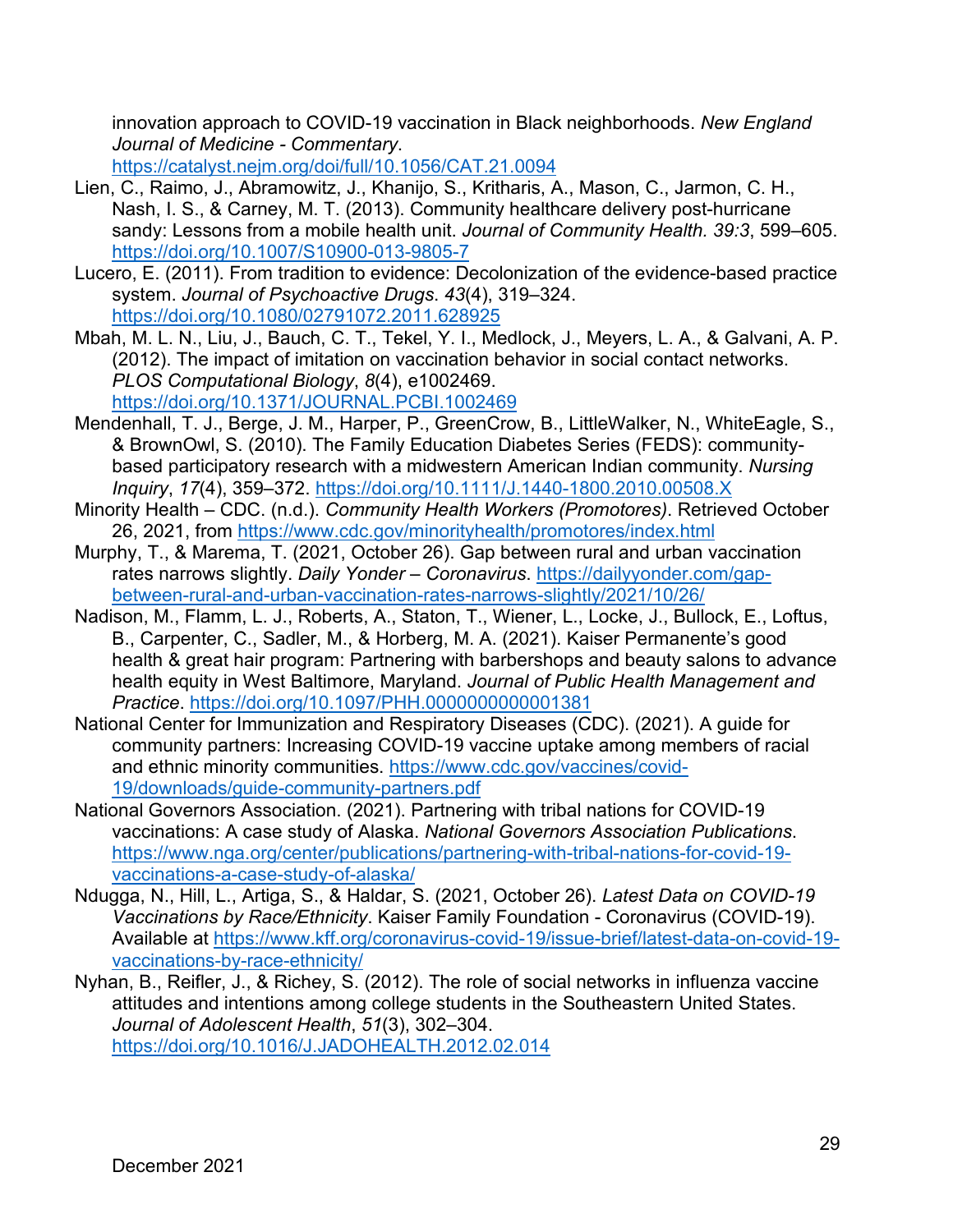innovation approach to COVID-19 vaccination in Black neighborhoods. *New England Journal of Medicine - Commentary*. https://catalyst.nejm.org/doi/full/10.1056/CAT.21.0094

Lien, C., Raimo, J., Abramowitz, J., Khanijo, S., Kritharis, A., Mason, C., Jarmon, C. H., Nash, I. S., & Carney, M. T. (2013). Community healthcare delivery post-hurricane sandy: Lessons from a mobile health unit. *Journal of Community Health. 39:3*, 599–605. https://doi.org/10.1007/S10900-013-9805-7

Lucero, E. (2011). From tradition to evidence: Decolonization of the evidence-based practice system. *Journal of Psychoactive Drugs. 43*(4), 319–324. https://doi.org/10.1080/02791072.2011.628925

Mbah, M. L. N., Liu, J., Bauch, C. T., Tekel, Y. I., Medlock, J., Meyers, L. A., & Galvani, A. P. (2012). The impact of imitation on vaccination behavior in social contact networks. *PLOS Computational Biology*, *8*(4), e1002469. https://doi.org/10.1371/JOURNAL.PCBI.1002469

Mendenhall, T. J., Berge, J. M., Harper, P., GreenCrow, B., LittleWalker, N., WhiteEagle, S., & BrownOwl, S. (2010). The Family Education Diabetes Series (FEDS): community-based participatory research with a midwestern American Indian community. *Nursing Inquiry*, *17*(4), 359–372. https://doi.org/10.1111/J.1440-1800.2010.00508.X

Minority Health – CDC. (n.d.). *Community Health Workers (Promotores)*. Retrieved October 26, 2021, from https://www.cdc.gov/minorityhealth/promotores/index.html

Murphy, T., & Marema, T. (2021, October 26). Gap between rural and urban vaccination rates narrows slightly. *Daily Yonder – Coronavirus*. https://dailyyonder.com/gap-between-rural-and-urban-vaccination-rates-narrows-slightly/2021/10/26/

Nadison, M., Flamm, L. J., Roberts, A., Staton, T., Wiener, L., Locke, J., Bullock, E., Loftus, B., Carpenter, C., Sadler, M., & Horberg, M. A. (2021). Kaiser Permanente's good health & great hair program: Partnering with barbershops and beauty salons to advance health equity in West Baltimore, Maryland. *Journal of Public Health Management and Practice*. https://doi.org/10.1097/PHH.0000000000001381

National Center for Immunization and Respiratory Diseases (CDC). (2021). A guide for community partners: Increasing COVID-19 vaccine uptake among members of racial and ethnic minority communities. https://www.cdc.gov/vaccines/covid-19/downloads/guide-community-partners.pdf

National Governors Association. (2021). Partnering with tribal nations for COVID-19 vaccinations: A case study of Alaska. *National Governors Association Publications*. https://www.nga.org/center/publications/partnering-with-tribal-nations-for-covid-19-vaccinations-a-case-study-of-alaska/

Ndugga, N., Hill, L., Artiga, S., & Haldar, S. (2021, October 26). *Latest Data on COVID-19 Vaccinations by Race/Ethnicity*. Kaiser Family Foundation - Coronavirus (COVID-19). Available at https://www.kff.org/coronavirus-covid-19/issue-brief/latest-data-on-covid-19-vaccinations-by-race-ethnicity/

Nyhan, B., Reifler, J., & Richey, S. (2012). The role of social networks in influenza vaccine attitudes and intentions among college students in the Southeastern United States. *Journal of Adolescent Health*, *51*(3), 302–304. https://doi.org/10.1016/J.JADOHEALTH.2012.02.014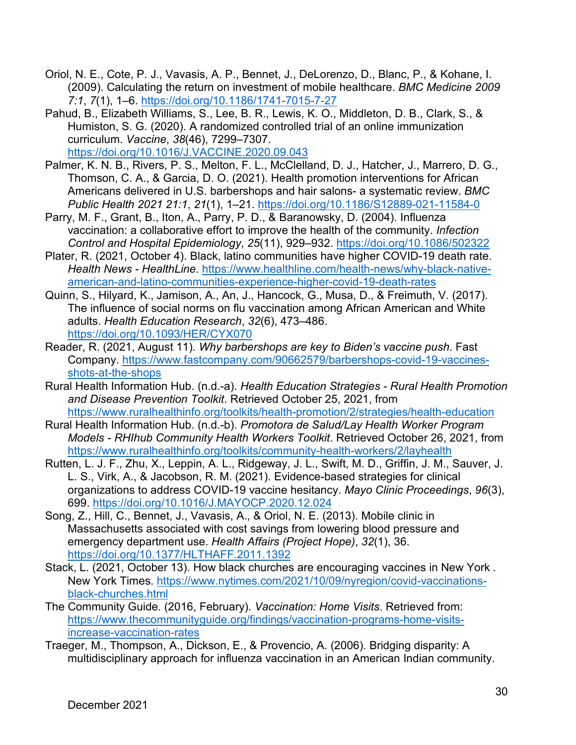Oriol, N. E., Cote, P. J., Vavasis, A. P., Bennet, J., DeLorenzo, D., Blanc, P., & Kohane, I. (2009). Calculating the return on investment of mobile healthcare. *BMC Medicine 2009 7:1*, *7*(1), 1–6. https://doi.org/10.1186/1741-7015-7-27

Pahud, B., Elizabeth Williams, S., Lee, B. R., Lewis, K. O., Middleton, D. B., Clark, S., & Humiston, S. G. (2020). A randomized controlled trial of an online immunization curriculum. *Vaccine*, *38*(46), 7299–7307. https://doi.org/10.1016/J.VACCINE.2020.09.043

Palmer, K. N. B., Rivers, P. S., Melton, F. L., McClelland, D. J., Hatcher, J., Marrero, D. G., Thomson, C. A., & Garcia, D. O. (2021). Health promotion interventions for African Americans delivered in U.S. barbershops and hair salons- a systematic review. *BMC Public Health 2021 21:1*, *21*(1), 1–21. https://doi.org/10.1186/S12889-021-11584-0

Parry, M. F., Grant, B., Iton, A., Parry, P. D., & Baranowsky, D. (2004). Influenza vaccination: a collaborative effort to improve the health of the community. *Infection Control and Hospital Epidemiology*, *25*(11), 929–932. https://doi.org/10.1086/502322

Plater, R. (2021, October 4). Black, latino communities have higher COVID-19 death rate. *Health News - HealthLine*. https://www.healthline.com/health-news/why-black-native-american-and-latino-communities-experience-higher-covid-19-death-rates

Quinn, S., Hilyard, K., Jamison, A., An, J., Hancock, G., Musa, D., & Freimuth, V. (2017). The influence of social norms on flu vaccination among African American and White adults. *Health Education Research*, *32*(6), 473–486. https://doi.org/10.1093/HER/CYX070

Reader, R. (2021, August 11). *Why barbershops are key to Biden's vaccine push*. Fast Company. https://www.fastcompany.com/90662579/barbershops-covid-19-vaccines-shots-at-the-shops

Rural Health Information Hub. (n.d.-a). *Health Education Strategies - Rural Health Promotion and Disease Prevention Toolkit*. Retrieved October 25, 2021, from https://www.ruralhealthinfo.org/toolkits/health-promotion/2/strategies/health-education

Rural Health Information Hub. (n.d.-b). *Promotora de Salud/Lay Health Worker Program Models - RHIhub Community Health Workers Toolkit*. Retrieved October 26, 2021, from https://www.ruralhealthinfo.org/toolkits/community-health-workers/2/layhealth

Rutten, L. J. F., Zhu, X., Leppin, A. L., Ridgeway, J. L., Swift, M. D., Griffin, J. M., Sauver, J. L. S., Virk, A., & Jacobson, R. M. (2021). Evidence-based strategies for clinical organizations to address COVID-19 vaccine hesitancy. *Mayo Clinic Proceedings*, *96*(3), 699. https://doi.org/10.1016/J.MAYOCP.2020.12.024

Song, Z., Hill, C., Bennet, J., Vavasis, A., & Oriol, N. E. (2013). Mobile clinic in Massachusetts associated with cost savings from lowering blood pressure and emergency department use. *Health Affairs (Project Hope)*, *32*(1), 36. https://doi.org/10.1377/HLTHAFF.2011.1392

Stack, L. (2021, October 13). How black churches are encouraging vaccines in New York . New York Times. https://www.nytimes.com/2021/10/09/nyregion/covid-vaccinations-black-churches.html

The Community Guide. (2016, February). *Vaccination: Home Visits*. Retrieved from: https://www.thecommunityguide.org/findings/vaccination-programs-home-visits-increase-vaccination-rates

Traeger, M., Thompson, A., Dickson, E., & Provencio, A. (2006). Bridging disparity: A multidisciplinary approach for influenza vaccination in an American Indian community.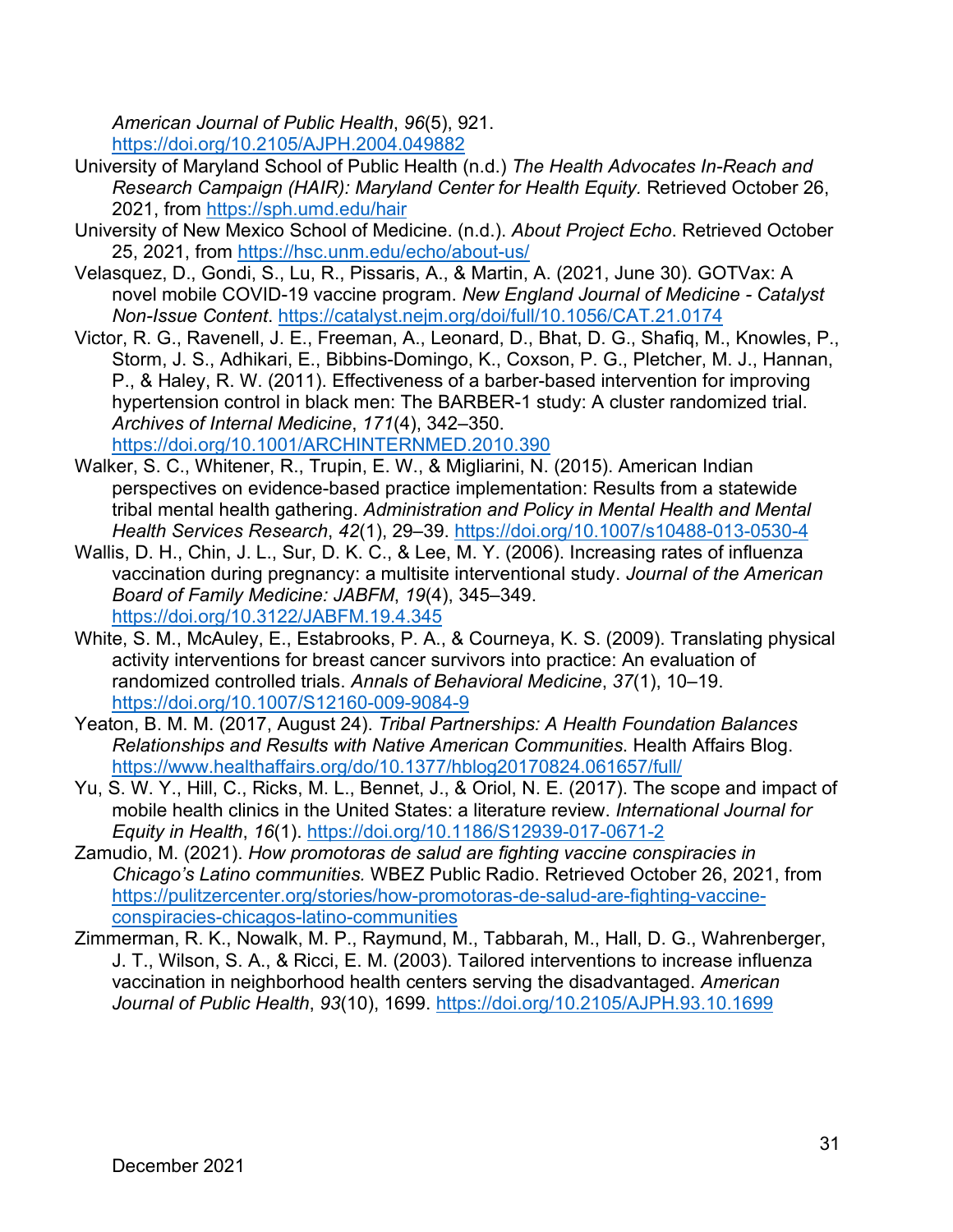*American Journal of Public Health*, *96*(5), 921. https://doi.org/10.2105/AJPH.2004.049882

University of Maryland School of Public Health (n.d.) *The Health Advocates In-Reach and Research Campaign (HAIR): Maryland Center for Health Equity.* Retrieved October 26, 2021, from https://sph.umd.edu/hair

University of New Mexico School of Medicine. (n.d.). *About Project Echo*. Retrieved October 25, 2021, from https://hsc.unm.edu/echo/about-us/

Velasquez, D., Gondi, S., Lu, R., Pissaris, A., & Martin, A. (2021, June 30). GOTVax: A novel mobile COVID-19 vaccine program. *New England Journal of Medicine - Catalyst Non-Issue Content*. https://catalyst.nejm.org/doi/full/10.1056/CAT.21.0174

Victor, R. G., Ravenell, J. E., Freeman, A., Leonard, D., Bhat, D. G., Shafiq, M., Knowles, P., Storm, J. S., Adhikari, E., Bibbins-Domingo, K., Coxson, P. G., Pletcher, M. J., Hannan, P., & Haley, R. W. (2011). Effectiveness of a barber-based intervention for improving hypertension control in black men: The BARBER-1 study: A cluster randomized trial. *Archives of Internal Medicine*, *171*(4), 342–350. https://doi.org/10.1001/ARCHINTERNMED.2010.390

Walker, S. C., Whitener, R., Trupin, E. W., & Migliarini, N. (2015). American Indian perspectives on evidence-based practice implementation: Results from a statewide tribal mental health gathering. *Administration and Policy in Mental Health and Mental Health Services Research*, *42*(1), 29–39. https://doi.org/10.1007/s10488-013-0530-4

Wallis, D. H., Chin, J. L., Sur, D. K. C., & Lee, M. Y. (2006). Increasing rates of influenza vaccination during pregnancy: a multisite interventional study. *Journal of the American Board of Family Medicine: JABFM*, *19*(4), 345–349. https://doi.org/10.3122/JABFM.19.4.345

White, S. M., McAuley, E., Estabrooks, P. A., & Courneya, K. S. (2009). Translating physical activity interventions for breast cancer survivors into practice: An evaluation of randomized controlled trials. *Annals of Behavioral Medicine*, *37*(1), 10–19. https://doi.org/10.1007/S12160-009-9084-9

Yeaton, B. M. M. (2017, August 24). *Tribal Partnerships: A Health Foundation Balances Relationships and Results with Native American Communities*. Health Affairs Blog. https://www.healthaffairs.org/do/10.1377/hblog20170824.061657/full/

Yu, S. W. Y., Hill, C., Ricks, M. L., Bennet, J., & Oriol, N. E. (2017). The scope and impact of mobile health clinics in the United States: a literature review. *International Journal for Equity in Health*, *16*(1). https://doi.org/10.1186/S12939-017-0671-2

Zamudio, M. (2021). *How promotoras de salud are fighting vaccine conspiracies in Chicago's Latino communities.* WBEZ Public Radio. Retrieved October 26, 2021, from https://pulitzercenter.org/stories/how-promotoras-de-salud-are-fighting-vaccine-conspiracies-chicagos-latino-communities

Zimmerman, R. K., Nowalk, M. P., Raymund, M., Tabbarah, M., Hall, D. G., Wahrenberger, J. T., Wilson, S. A., & Ricci, E. M. (2003). Tailored interventions to increase influenza vaccination in neighborhood health centers serving the disadvantaged. *American Journal of Public Health*, *93*(10), 1699. https://doi.org/10.2105/AJPH.93.10.1699